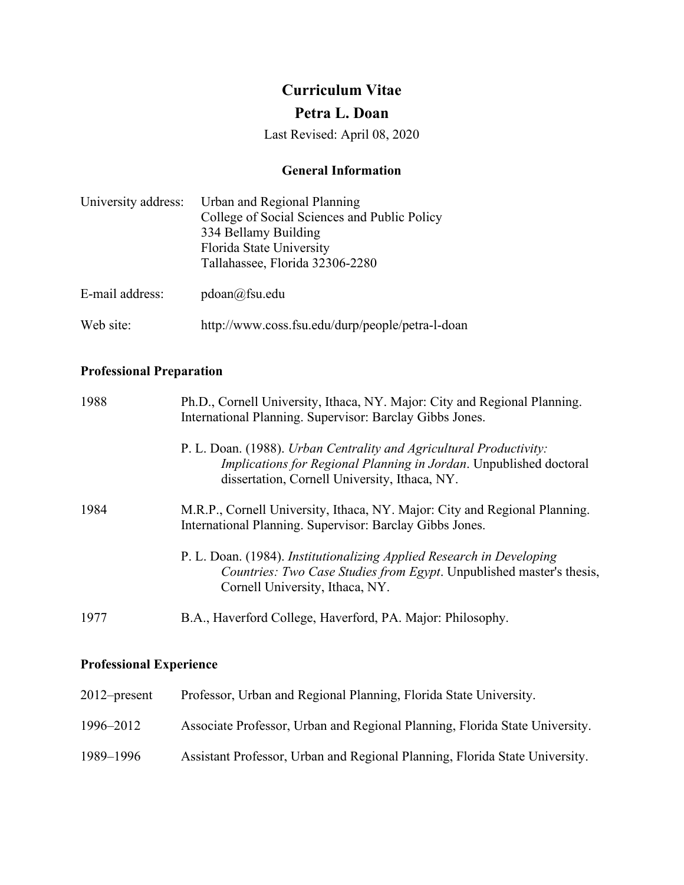# Curriculum Vitae

## Petra L. Doan

Last Revised: April 08, 2020

### General Information

University address: Urban and Regional Planning
College of Social Sciences and Public Policy
334 Bellamy Building
Florida State University
Tallahassee, Florida 32306-2280

E-mail address: pdoan@fsu.edu

Web site: http://www.coss.fsu.edu/durp/people/petra-l-doan

### Professional Preparation

1988 Ph.D., Cornell University, Ithaca, NY. Major: City and Regional Planning. International Planning. Supervisor: Barclay Gibbs Jones.

P. L. Doan. (1988). *Urban Centrality and Agricultural Productivity: Implications for Regional Planning in Jordan*. Unpublished doctoral dissertation, Cornell University, Ithaca, NY.

1984 M.R.P., Cornell University, Ithaca, NY. Major: City and Regional Planning. International Planning. Supervisor: Barclay Gibbs Jones.

P. L. Doan. (1984). *Institutionalizing Applied Research in Developing Countries: Two Case Studies from Egypt*. Unpublished master's thesis, Cornell University, Ithaca, NY.

1977 B.A., Haverford College, Haverford, PA. Major: Philosophy.

### Professional Experience

2012–present Professor, Urban and Regional Planning, Florida State University.

1996–2012 Associate Professor, Urban and Regional Planning, Florida State University.

1989–1996 Assistant Professor, Urban and Regional Planning, Florida State University.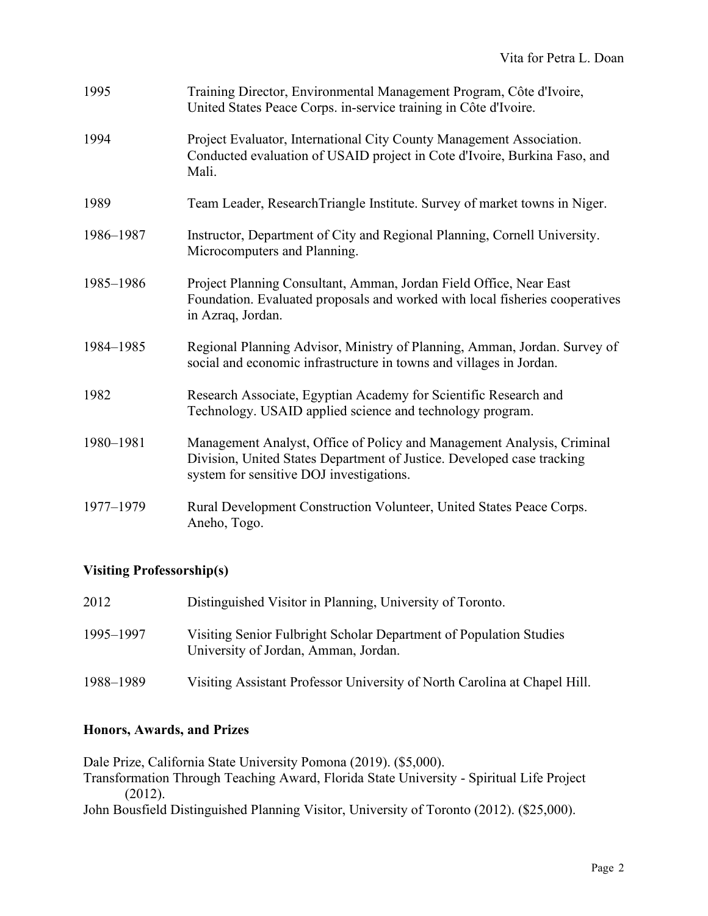1995 Training Director, Environmental Management Program, Côte d'Ivoire, United States Peace Corps. in-service training in Côte d'Ivoire.

1994 Project Evaluator, International City County Management Association. Conducted evaluation of USAID project in Cote d'Ivoire, Burkina Faso, and Mali.

1989 Team Leader, ResearchTriangle Institute. Survey of market towns in Niger.

1986–1987 Instructor, Department of City and Regional Planning, Cornell University. Microcomputers and Planning.

1985–1986 Project Planning Consultant, Amman, Jordan Field Office, Near East Foundation. Evaluated proposals and worked with local fisheries cooperatives in Azraq, Jordan.

1984–1985 Regional Planning Advisor, Ministry of Planning, Amman, Jordan. Survey of social and economic infrastructure in towns and villages in Jordan.

1982 Research Associate, Egyptian Academy for Scientific Research and Technology. USAID applied science and technology program.

1980–1981 Management Analyst, Office of Policy and Management Analysis, Criminal Division, United States Department of Justice. Developed case tracking system for sensitive DOJ investigations.

1977–1979 Rural Development Construction Volunteer, United States Peace Corps. Aneho, Togo.

**Visiting Professorship(s)**

2012 Distinguished Visitor in Planning, University of Toronto.

1995–1997 Visiting Senior Fulbright Scholar Department of Population Studies University of Jordan, Amman, Jordan.

1988–1989 Visiting Assistant Professor University of North Carolina at Chapel Hill.

**Honors, Awards, and Prizes**

Dale Prize, California State University Pomona (2019). ($5,000).

Transformation Through Teaching Award, Florida State University - Spiritual Life Project (2012).

John Bousfield Distinguished Planning Visitor, University of Toronto (2012). ($25,000).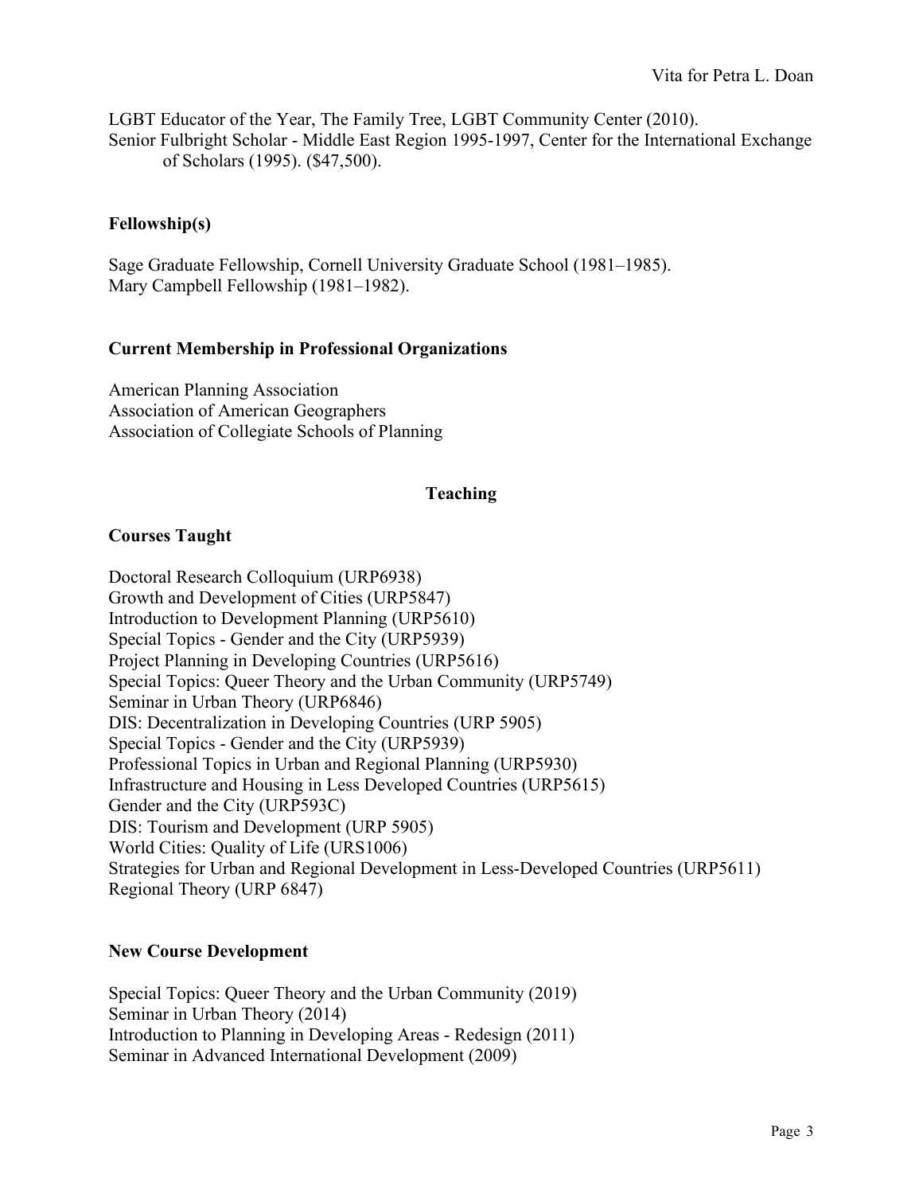LGBT Educator of the Year, The Family Tree, LGBT Community Center (2010).
Senior Fulbright Scholar - Middle East Region 1995-1997, Center for the International Exchange of Scholars (1995). ($47,500).

### Fellowship(s)

Sage Graduate Fellowship, Cornell University Graduate School (1981–1985).
Mary Campbell Fellowship (1981–1982).

### Current Membership in Professional Organizations

American Planning Association
Association of American Geographers
Association of Collegiate Schools of Planning

## Teaching

### Courses Taught

Doctoral Research Colloquium (URP6938)
Growth and Development of Cities (URP5847)
Introduction to Development Planning (URP5610)
Special Topics - Gender and the City (URP5939)
Project Planning in Developing Countries (URP5616)
Special Topics: Queer Theory and the Urban Community (URP5749)
Seminar in Urban Theory (URP6846)
DIS: Decentralization in Developing Countries (URP 5905)
Special Topics - Gender and the City (URP5939)
Professional Topics in Urban and Regional Planning (URP5930)
Infrastructure and Housing in Less Developed Countries (URP5615)
Gender and the City (URP593C)
DIS: Tourism and Development (URP 5905)
World Cities: Quality of Life (URS1006)
Strategies for Urban and Regional Development in Less-Developed Countries (URP5611)
Regional Theory (URP 6847)

### New Course Development

Special Topics: Queer Theory and the Urban Community (2019)
Seminar in Urban Theory (2014)
Introduction to Planning in Developing Areas - Redesign (2011)
Seminar in Advanced International Development (2009)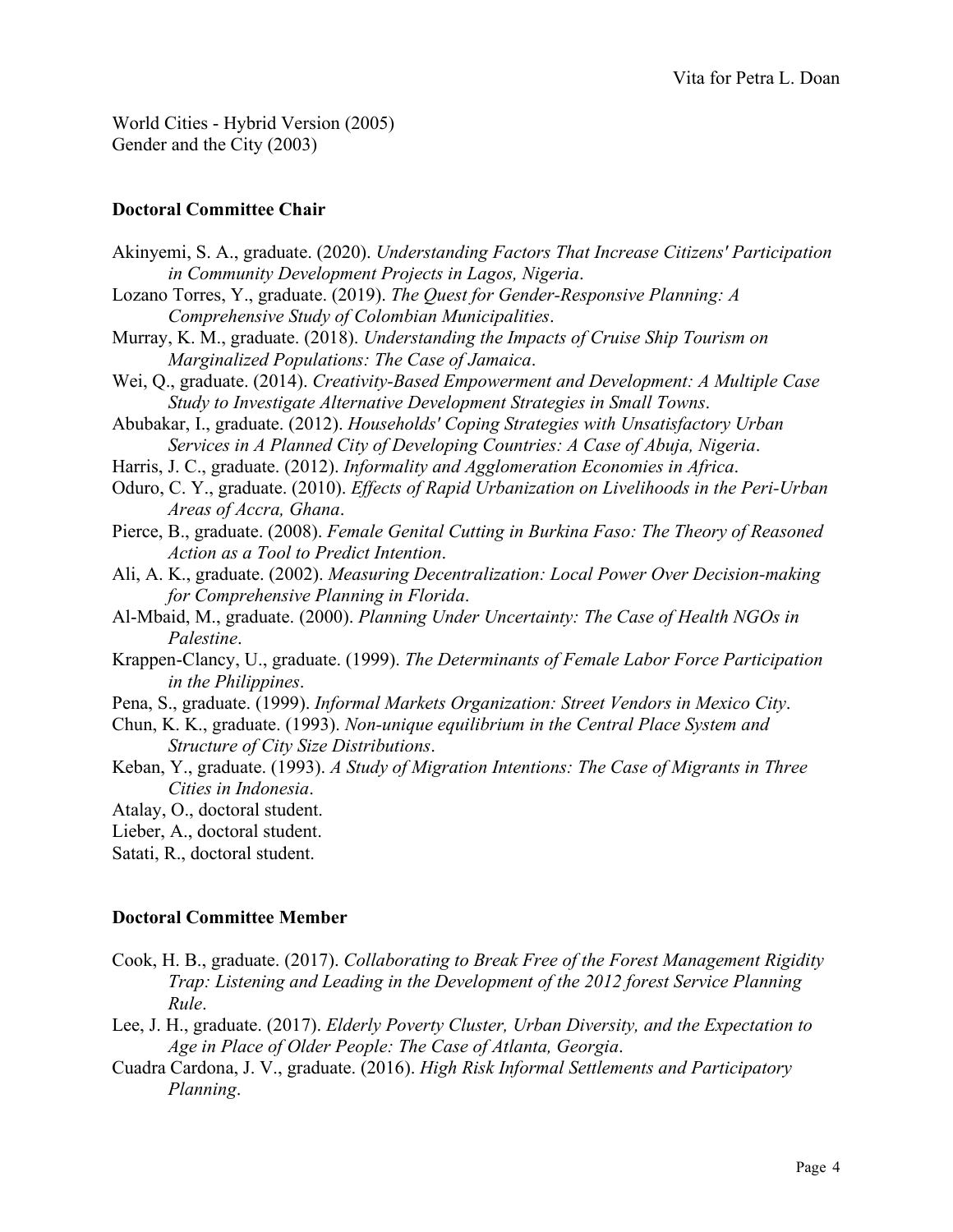World Cities - Hybrid Version (2005)
Gender and the City (2003)

**Doctoral Committee Chair**

Akinyemi, S. A., graduate. (2020). *Understanding Factors That Increase Citizens' Participation in Community Development Projects in Lagos, Nigeria*.

Lozano Torres, Y., graduate. (2019). *The Quest for Gender-Responsive Planning: A Comprehensive Study of Colombian Municipalities*.

Murray, K. M., graduate. (2018). *Understanding the Impacts of Cruise Ship Tourism on Marginalized Populations: The Case of Jamaica*.

Wei, Q., graduate. (2014). *Creativity-Based Empowerment and Development: A Multiple Case Study to Investigate Alternative Development Strategies in Small Towns*.

Abubakar, I., graduate. (2012). *Households' Coping Strategies with Unsatisfactory Urban Services in A Planned City of Developing Countries: A Case of Abuja, Nigeria*.

Harris, J. C., graduate. (2012). *Informality and Agglomeration Economies in Africa*.

Oduro, C. Y., graduate. (2010). *Effects of Rapid Urbanization on Livelihoods in the Peri-Urban Areas of Accra, Ghana*.

Pierce, B., graduate. (2008). *Female Genital Cutting in Burkina Faso: The Theory of Reasoned Action as a Tool to Predict Intention*.

Ali, A. K., graduate. (2002). *Measuring Decentralization: Local Power Over Decision-making for Comprehensive Planning in Florida*.

Al-Mbaid, M., graduate. (2000). *Planning Under Uncertainty: The Case of Health NGOs in Palestine*.

Krappen-Clancy, U., graduate. (1999). *The Determinants of Female Labor Force Participation in the Philippines*.

Pena, S., graduate. (1999). *Informal Markets Organization: Street Vendors in Mexico City*.

Chun, K. K., graduate. (1993). *Non-unique equilibrium in the Central Place System and Structure of City Size Distributions*.

Keban, Y., graduate. (1993). *A Study of Migration Intentions: The Case of Migrants in Three Cities in Indonesia*.

Atalay, O., doctoral student.

Lieber, A., doctoral student.

Satati, R., doctoral student.

**Doctoral Committee Member**

Cook, H. B., graduate. (2017). *Collaborating to Break Free of the Forest Management Rigidity Trap: Listening and Leading in the Development of the 2012 forest Service Planning Rule*.

Lee, J. H., graduate. (2017). *Elderly Poverty Cluster, Urban Diversity, and the Expectation to Age in Place of Older People: The Case of Atlanta, Georgia*.

Cuadra Cardona, J. V., graduate. (2016). *High Risk Informal Settlements and Participatory Planning*.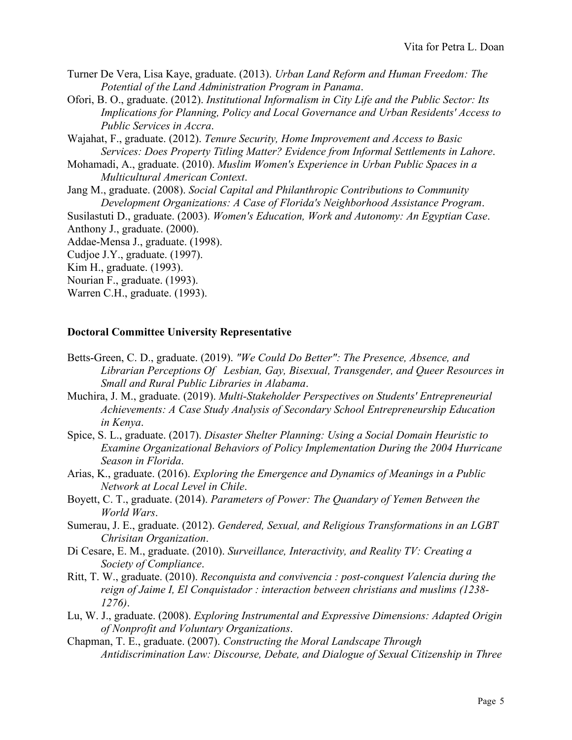Turner De Vera, Lisa Kaye, graduate. (2013). *Urban Land Reform and Human Freedom: The Potential of the Land Administration Program in Panama*.

Ofori, B. O., graduate. (2012). *Institutional Informalism in City Life and the Public Sector: Its Implications for Planning, Policy and Local Governance and Urban Residents' Access to Public Services in Accra*.

Wajahat, F., graduate. (2012). *Tenure Security, Home Improvement and Access to Basic Services: Does Property Titling Matter? Evidence from Informal Settlements in Lahore*.

Mohamadi, A., graduate. (2010). *Muslim Women's Experience in Urban Public Spaces in a Multicultural American Context*.

Jang M., graduate. (2008). *Social Capital and Philanthropic Contributions to Community Development Organizations: A Case of Florida's Neighborhood Assistance Program*.

Susilastuti D., graduate. (2003). *Women's Education, Work and Autonomy: An Egyptian Case*.

Anthony J., graduate. (2000).

Addae-Mensa J., graduate. (1998).

Cudjoe J.Y., graduate. (1997).

Kim H., graduate. (1993).

Nourian F., graduate. (1993).

Warren C.H., graduate. (1993).

**Doctoral Committee University Representative**

Betts-Green, C. D., graduate. (2019). *"We Could Do Better": The Presence, Absence, and Librarian Perceptions Of Lesbian, Gay, Bisexual, Transgender, and Queer Resources in Small and Rural Public Libraries in Alabama*.

Muchira, J. M., graduate. (2019). *Multi-Stakeholder Perspectives on Students' Entrepreneurial Achievements: A Case Study Analysis of Secondary School Entrepreneurship Education in Kenya*.

Spice, S. L., graduate. (2017). *Disaster Shelter Planning: Using a Social Domain Heuristic to Examine Organizational Behaviors of Policy Implementation During the 2004 Hurricane Season in Florida*.

Arias, K., graduate. (2016). *Exploring the Emergence and Dynamics of Meanings in a Public Network at Local Level in Chile*.

Boyett, C. T., graduate. (2014). *Parameters of Power: The Quandary of Yemen Between the World Wars*.

Sumerau, J. E., graduate. (2012). *Gendered, Sexual, and Religious Transformations in an LGBT Chrisitan Organization*.

Di Cesare, E. M., graduate. (2010). *Surveillance, Interactivity, and Reality TV: Creating a Society of Compliance*.

Ritt, T. W., graduate. (2010). *Reconquista and convivencia : post-conquest Valencia during the reign of Jaime I, El Conquistador : interaction between christians and muslims (1238-1276)*.

Lu, W. J., graduate. (2008). *Exploring Instrumental and Expressive Dimensions: Adapted Origin of Nonprofit and Voluntary Organizations*.

Chapman, T. E., graduate. (2007). *Constructing the Moral Landscape Through Antidiscrimination Law: Discourse, Debate, and Dialogue of Sexual Citizenship in Three*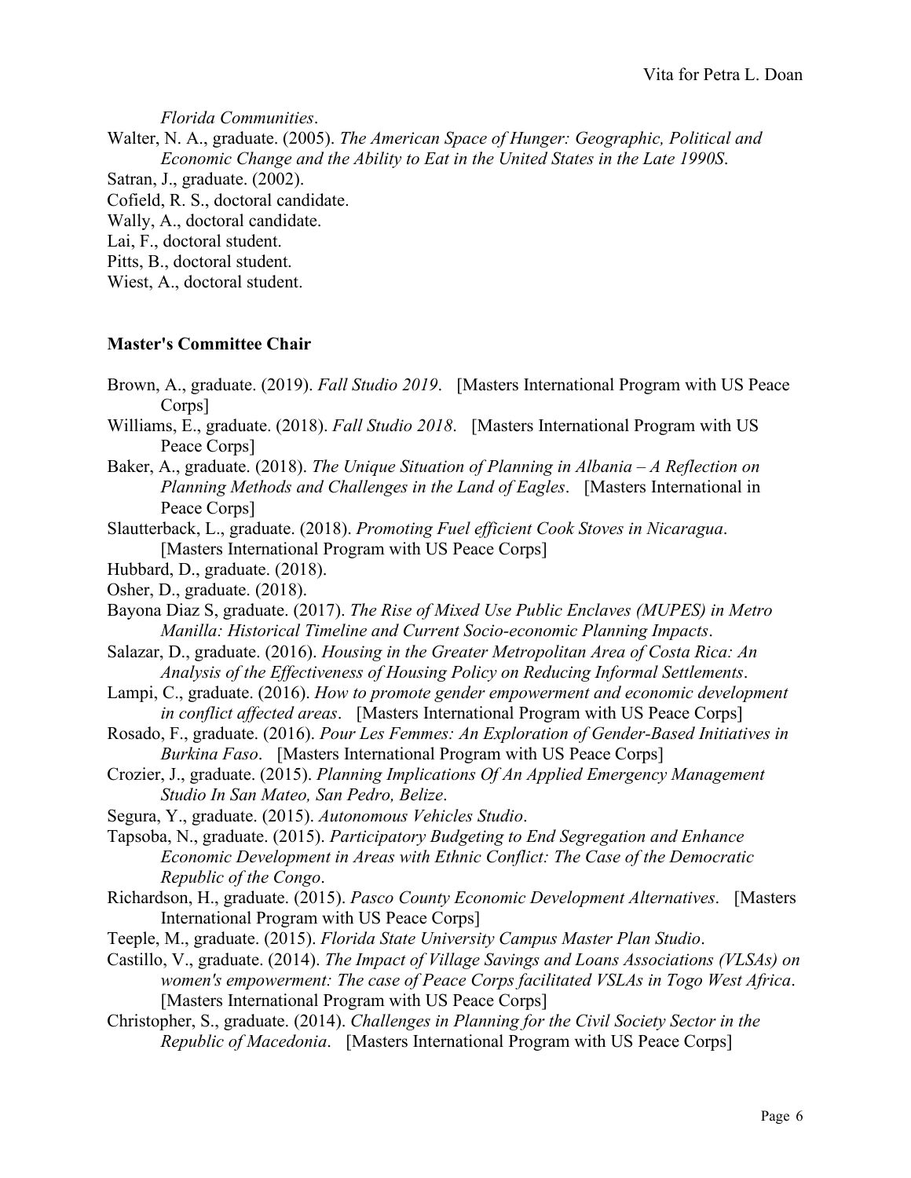*Florida Communities*.

Walter, N. A., graduate. (2005). *The American Space of Hunger: Geographic, Political and Economic Change and the Ability to Eat in the United States in the Late 1990S*.

Satran, J., graduate. (2002).

Cofield, R. S., doctoral candidate.

Wally, A., doctoral candidate.

Lai, F., doctoral student.

Pitts, B., doctoral student.

Wiest, A., doctoral student.

**Master's Committee Chair**

Brown, A., graduate. (2019). *Fall Studio 2019*. [Masters International Program with US Peace Corps]

Williams, E., graduate. (2018). *Fall Studio 2018*. [Masters International Program with US Peace Corps]

Baker, A., graduate. (2018). *The Unique Situation of Planning in Albania – A Reflection on Planning Methods and Challenges in the Land of Eagles*. [Masters International in Peace Corps]

Slautterback, L., graduate. (2018). *Promoting Fuel efficient Cook Stoves in Nicaragua*. [Masters International Program with US Peace Corps]

Hubbard, D., graduate. (2018).

Osher, D., graduate. (2018).

Bayona Diaz S, graduate. (2017). *The Rise of Mixed Use Public Enclaves (MUPES) in Metro Manilla: Historical Timeline and Current Socio-economic Planning Impacts*.

Salazar, D., graduate. (2016). *Housing in the Greater Metropolitan Area of Costa Rica: An Analysis of the Effectiveness of Housing Policy on Reducing Informal Settlements*.

Lampi, C., graduate. (2016). *How to promote gender empowerment and economic development in conflict affected areas*. [Masters International Program with US Peace Corps]

Rosado, F., graduate. (2016). *Pour Les Femmes: An Exploration of Gender-Based Initiatives in Burkina Faso*. [Masters International Program with US Peace Corps]

Crozier, J., graduate. (2015). *Planning Implications Of An Applied Emergency Management Studio In San Mateo, San Pedro, Belize*.

Segura, Y., graduate. (2015). *Autonomous Vehicles Studio*.

Tapsoba, N., graduate. (2015). *Participatory Budgeting to End Segregation and Enhance Economic Development in Areas with Ethnic Conflict: The Case of the Democratic Republic of the Congo*.

Richardson, H., graduate. (2015). *Pasco County Economic Development Alternatives*. [Masters International Program with US Peace Corps]

Teeple, M., graduate. (2015). *Florida State University Campus Master Plan Studio*.

Castillo, V., graduate. (2014). *The Impact of Village Savings and Loans Associations (VLSAs) on women's empowerment: The case of Peace Corps facilitated VSLAs in Togo West Africa*. [Masters International Program with US Peace Corps]

Christopher, S., graduate. (2014). *Challenges in Planning for the Civil Society Sector in the Republic of Macedonia*. [Masters International Program with US Peace Corps]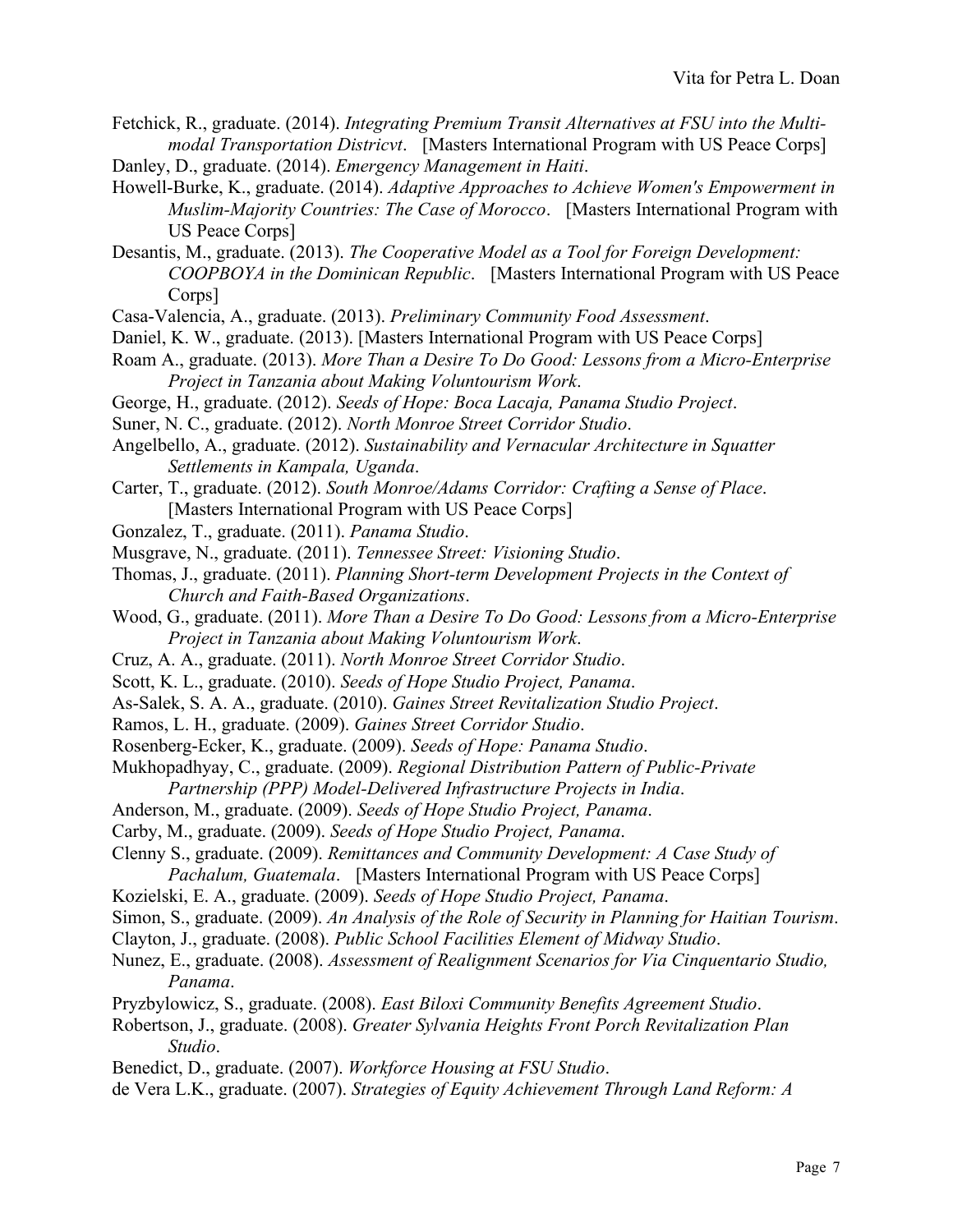Fetchick, R., graduate. (2014). *Integrating Premium Transit Alternatives at FSU into the Multi-modal Transportation Districvt*. [Masters International Program with US Peace Corps]

Danley, D., graduate. (2014). *Emergency Management in Haiti*.

Howell-Burke, K., graduate. (2014). *Adaptive Approaches to Achieve Women's Empowerment in Muslim-Majority Countries: The Case of Morocco*. [Masters International Program with US Peace Corps]

Desantis, M., graduate. (2013). *The Cooperative Model as a Tool for Foreign Development: COOPBOYA in the Dominican Republic*. [Masters International Program with US Peace Corps]

Casa-Valencia, A., graduate. (2013). *Preliminary Community Food Assessment*.

Daniel, K. W., graduate. (2013). [Masters International Program with US Peace Corps]

Roam A., graduate. (2013). *More Than a Desire To Do Good: Lessons from a Micro-Enterprise Project in Tanzania about Making Voluntourism Work*.

George, H., graduate. (2012). *Seeds of Hope: Boca Lacaja, Panama Studio Project*.

Suner, N. C., graduate. (2012). *North Monroe Street Corridor Studio*.

Angelbello, A., graduate. (2012). *Sustainability and Vernacular Architecture in Squatter Settlements in Kampala, Uganda*.

Carter, T., graduate. (2012). *South Monroe/Adams Corridor: Crafting a Sense of Place*. [Masters International Program with US Peace Corps]

Gonzalez, T., graduate. (2011). *Panama Studio*.

Musgrave, N., graduate. (2011). *Tennessee Street: Visioning Studio*.

Thomas, J., graduate. (2011). *Planning Short-term Development Projects in the Context of Church and Faith-Based Organizations*.

Wood, G., graduate. (2011). *More Than a Desire To Do Good: Lessons from a Micro-Enterprise Project in Tanzania about Making Voluntourism Work*.

Cruz, A. A., graduate. (2011). *North Monroe Street Corridor Studio*.

Scott, K. L., graduate. (2010). *Seeds of Hope Studio Project, Panama*.

As-Salek, S. A. A., graduate. (2010). *Gaines Street Revitalization Studio Project*.

Ramos, L. H., graduate. (2009). *Gaines Street Corridor Studio*.

Rosenberg-Ecker, K., graduate. (2009). *Seeds of Hope: Panama Studio*.

Mukhopadhyay, C., graduate. (2009). *Regional Distribution Pattern of Public-Private Partnership (PPP) Model-Delivered Infrastructure Projects in India*.

Anderson, M., graduate. (2009). *Seeds of Hope Studio Project, Panama*.

Carby, M., graduate. (2009). *Seeds of Hope Studio Project, Panama*.

Clenny S., graduate. (2009). *Remittances and Community Development: A Case Study of Pachalum, Guatemala*. [Masters International Program with US Peace Corps]

Kozielski, E. A., graduate. (2009). *Seeds of Hope Studio Project, Panama*.

Simon, S., graduate. (2009). *An Analysis of the Role of Security in Planning for Haitian Tourism*.

Clayton, J., graduate. (2008). *Public School Facilities Element of Midway Studio*.

Nunez, E., graduate. (2008). *Assessment of Realignment Scenarios for Via Cinquentario Studio, Panama*.

Pryzbylowicz, S., graduate. (2008). *East Biloxi Community Benefits Agreement Studio*.

Robertson, J., graduate. (2008). *Greater Sylvania Heights Front Porch Revitalization Plan Studio*.

Benedict, D., graduate. (2007). *Workforce Housing at FSU Studio*.

de Vera L.K., graduate. (2007). *Strategies of Equity Achievement Through Land Reform: A*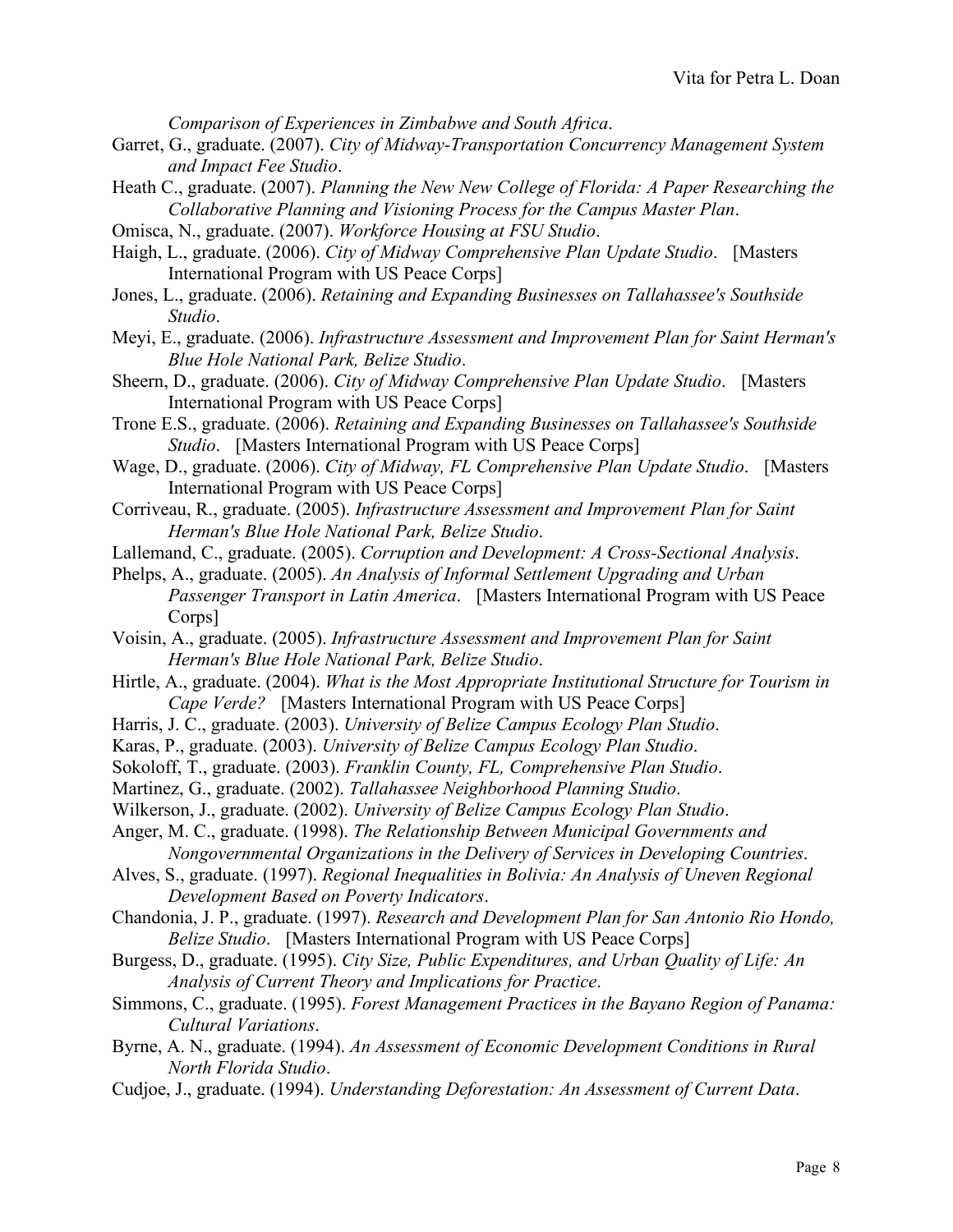*Comparison of Experiences in Zimbabwe and South Africa*.

Garret, G., graduate. (2007). *City of Midway-Transportation Concurrency Management System and Impact Fee Studio*.

Heath C., graduate. (2007). *Planning the New New College of Florida: A Paper Researching the Collaborative Planning and Visioning Process for the Campus Master Plan*.

Omisca, N., graduate. (2007). *Workforce Housing at FSU Studio*.

Haigh, L., graduate. (2006). *City of Midway Comprehensive Plan Update Studio*. [Masters International Program with US Peace Corps]

Jones, L., graduate. (2006). *Retaining and Expanding Businesses on Tallahassee's Southside Studio*.

Meyi, E., graduate. (2006). *Infrastructure Assessment and Improvement Plan for Saint Herman's Blue Hole National Park, Belize Studio*.

Sheern, D., graduate. (2006). *City of Midway Comprehensive Plan Update Studio*. [Masters International Program with US Peace Corps]

Trone E.S., graduate. (2006). *Retaining and Expanding Businesses on Tallahassee's Southside Studio*. [Masters International Program with US Peace Corps]

Wage, D., graduate. (2006). *City of Midway, FL Comprehensive Plan Update Studio*. [Masters International Program with US Peace Corps]

Corriveau, R., graduate. (2005). *Infrastructure Assessment and Improvement Plan for Saint Herman's Blue Hole National Park, Belize Studio*.

Lallemand, C., graduate. (2005). *Corruption and Development: A Cross-Sectional Analysis*.

Phelps, A., graduate. (2005). *An Analysis of Informal Settlement Upgrading and Urban Passenger Transport in Latin America*. [Masters International Program with US Peace Corps]

Voisin, A., graduate. (2005). *Infrastructure Assessment and Improvement Plan for Saint Herman's Blue Hole National Park, Belize Studio*.

Hirtle, A., graduate. (2004). *What is the Most Appropriate Institutional Structure for Tourism in Cape Verde?* [Masters International Program with US Peace Corps]

Harris, J. C., graduate. (2003). *University of Belize Campus Ecology Plan Studio*.

Karas, P., graduate. (2003). *University of Belize Campus Ecology Plan Studio*.

Sokoloff, T., graduate. (2003). *Franklin County, FL, Comprehensive Plan Studio*.

Martinez, G., graduate. (2002). *Tallahassee Neighborhood Planning Studio*.

Wilkerson, J., graduate. (2002). *University of Belize Campus Ecology Plan Studio*.

Anger, M. C., graduate. (1998). *The Relationship Between Municipal Governments and Nongovernmental Organizations in the Delivery of Services in Developing Countries*.

Alves, S., graduate. (1997). *Regional Inequalities in Bolivia: An Analysis of Uneven Regional Development Based on Poverty Indicators*.

Chandonia, J. P., graduate. (1997). *Research and Development Plan for San Antonio Rio Hondo, Belize Studio*. [Masters International Program with US Peace Corps]

Burgess, D., graduate. (1995). *City Size, Public Expenditures, and Urban Quality of Life: An Analysis of Current Theory and Implications for Practice*.

Simmons, C., graduate. (1995). *Forest Management Practices in the Bayano Region of Panama: Cultural Variations*.

Byrne, A. N., graduate. (1994). *An Assessment of Economic Development Conditions in Rural North Florida Studio*.

Cudjoe, J., graduate. (1994). *Understanding Deforestation: An Assessment of Current Data*.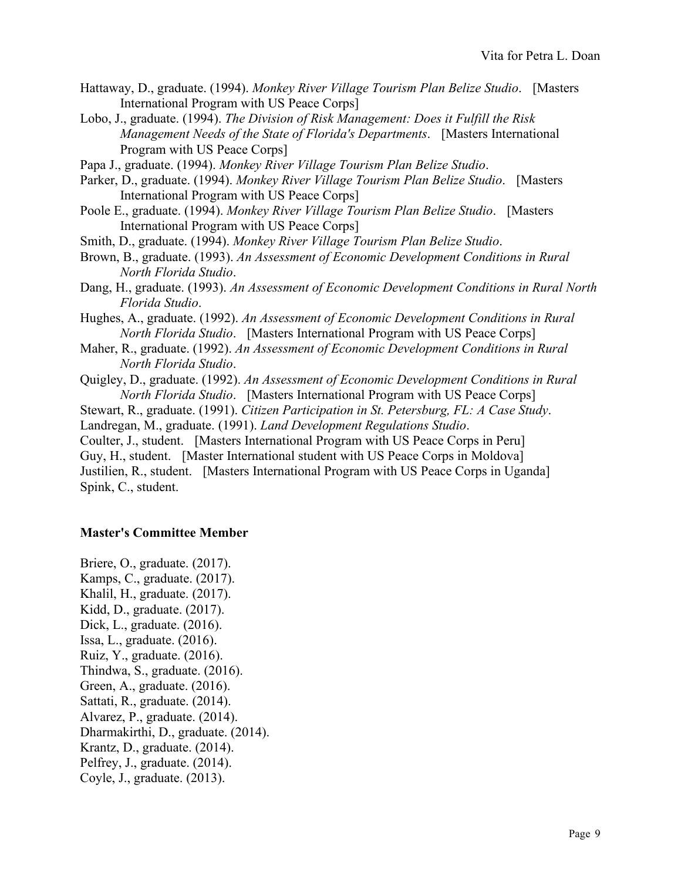Hattaway, D., graduate. (1994). *Monkey River Village Tourism Plan Belize Studio*. [Masters International Program with US Peace Corps]

Lobo, J., graduate. (1994). *The Division of Risk Management: Does it Fulfill the Risk Management Needs of the State of Florida's Departments*. [Masters International Program with US Peace Corps]

Papa J., graduate. (1994). *Monkey River Village Tourism Plan Belize Studio*.

Parker, D., graduate. (1994). *Monkey River Village Tourism Plan Belize Studio*. [Masters International Program with US Peace Corps]

Poole E., graduate. (1994). *Monkey River Village Tourism Plan Belize Studio*. [Masters International Program with US Peace Corps]

Smith, D., graduate. (1994). *Monkey River Village Tourism Plan Belize Studio*.

Brown, B., graduate. (1993). *An Assessment of Economic Development Conditions in Rural North Florida Studio*.

Dang, H., graduate. (1993). *An Assessment of Economic Development Conditions in Rural North Florida Studio*.

Hughes, A., graduate. (1992). *An Assessment of Economic Development Conditions in Rural North Florida Studio*. [Masters International Program with US Peace Corps]

Maher, R., graduate. (1992). *An Assessment of Economic Development Conditions in Rural North Florida Studio*.

Quigley, D., graduate. (1992). *An Assessment of Economic Development Conditions in Rural North Florida Studio*. [Masters International Program with US Peace Corps]

Stewart, R., graduate. (1991). *Citizen Participation in St. Petersburg, FL: A Case Study*.

Landregan, M., graduate. (1991). *Land Development Regulations Studio*.

Coulter, J., student. [Masters International Program with US Peace Corps in Peru]

Guy, H., student. [Master International student with US Peace Corps in Moldova]

Justilien, R., student. [Masters International Program with US Peace Corps in Uganda]

Spink, C., student.

**Master's Committee Member**

Briere, O., graduate. (2017).

Kamps, C., graduate. (2017).

Khalil, H., graduate. (2017).

Kidd, D., graduate. (2017).

Dick, L., graduate. (2016).

Issa, L., graduate. (2016).

Ruiz, Y., graduate. (2016).

Thindwa, S., graduate. (2016).

Green, A., graduate. (2016).

Sattati, R., graduate. (2014).

Alvarez, P., graduate. (2014).

Dharmakirthi, D., graduate. (2014).

Krantz, D., graduate. (2014).

Pelfrey, J., graduate. (2014).

Coyle, J., graduate. (2013).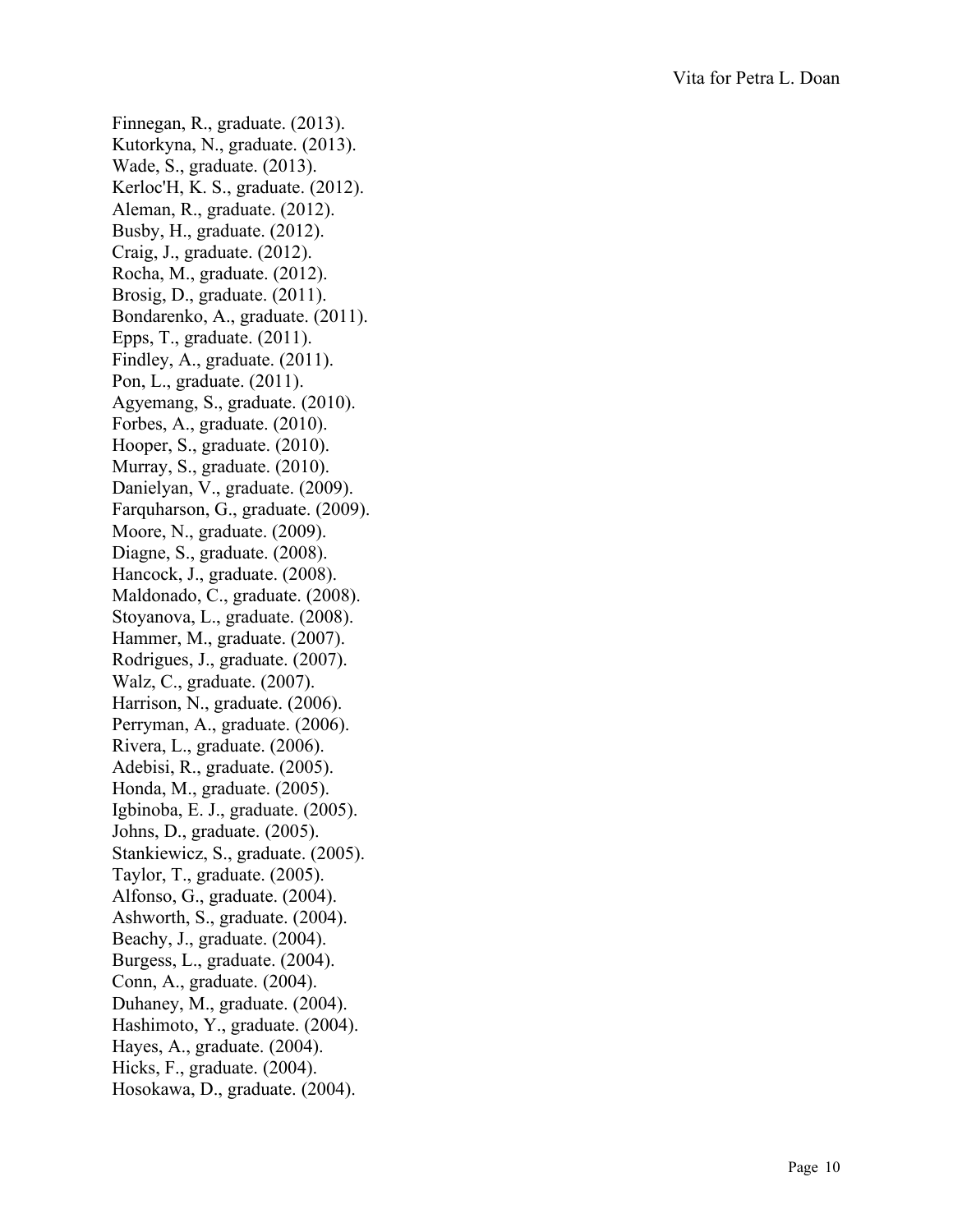Finnegan, R., graduate. (2013).
Kutorkyna, N., graduate. (2013).
Wade, S., graduate. (2013).
Kerloc'H, K. S., graduate. (2012).
Aleman, R., graduate. (2012).
Busby, H., graduate. (2012).
Craig, J., graduate. (2012).
Rocha, M., graduate. (2012).
Brosig, D., graduate. (2011).
Bondarenko, A., graduate. (2011).
Epps, T., graduate. (2011).
Findley, A., graduate. (2011).
Pon, L., graduate. (2011).
Agyemang, S., graduate. (2010).
Forbes, A., graduate. (2010).
Hooper, S., graduate. (2010).
Murray, S., graduate. (2010).
Danielyan, V., graduate. (2009).
Farquharson, G., graduate. (2009).
Moore, N., graduate. (2009).
Diagne, S., graduate. (2008).
Hancock, J., graduate. (2008).
Maldonado, C., graduate. (2008).
Stoyanova, L., graduate. (2008).
Hammer, M., graduate. (2007).
Rodrigues, J., graduate. (2007).
Walz, C., graduate. (2007).
Harrison, N., graduate. (2006).
Perryman, A., graduate. (2006).
Rivera, L., graduate. (2006).
Adebisi, R., graduate. (2005).
Honda, M., graduate. (2005).
Igbinoba, E. J., graduate. (2005).
Johns, D., graduate. (2005).
Stankiewicz, S., graduate. (2005).
Taylor, T., graduate. (2005).
Alfonso, G., graduate. (2004).
Ashworth, S., graduate. (2004).
Beachy, J., graduate. (2004).
Burgess, L., graduate. (2004).
Conn, A., graduate. (2004).
Duhaney, M., graduate. (2004).
Hashimoto, Y., graduate. (2004).
Hayes, A., graduate. (2004).
Hicks, F., graduate. (2004).
Hosokawa, D., graduate. (2004).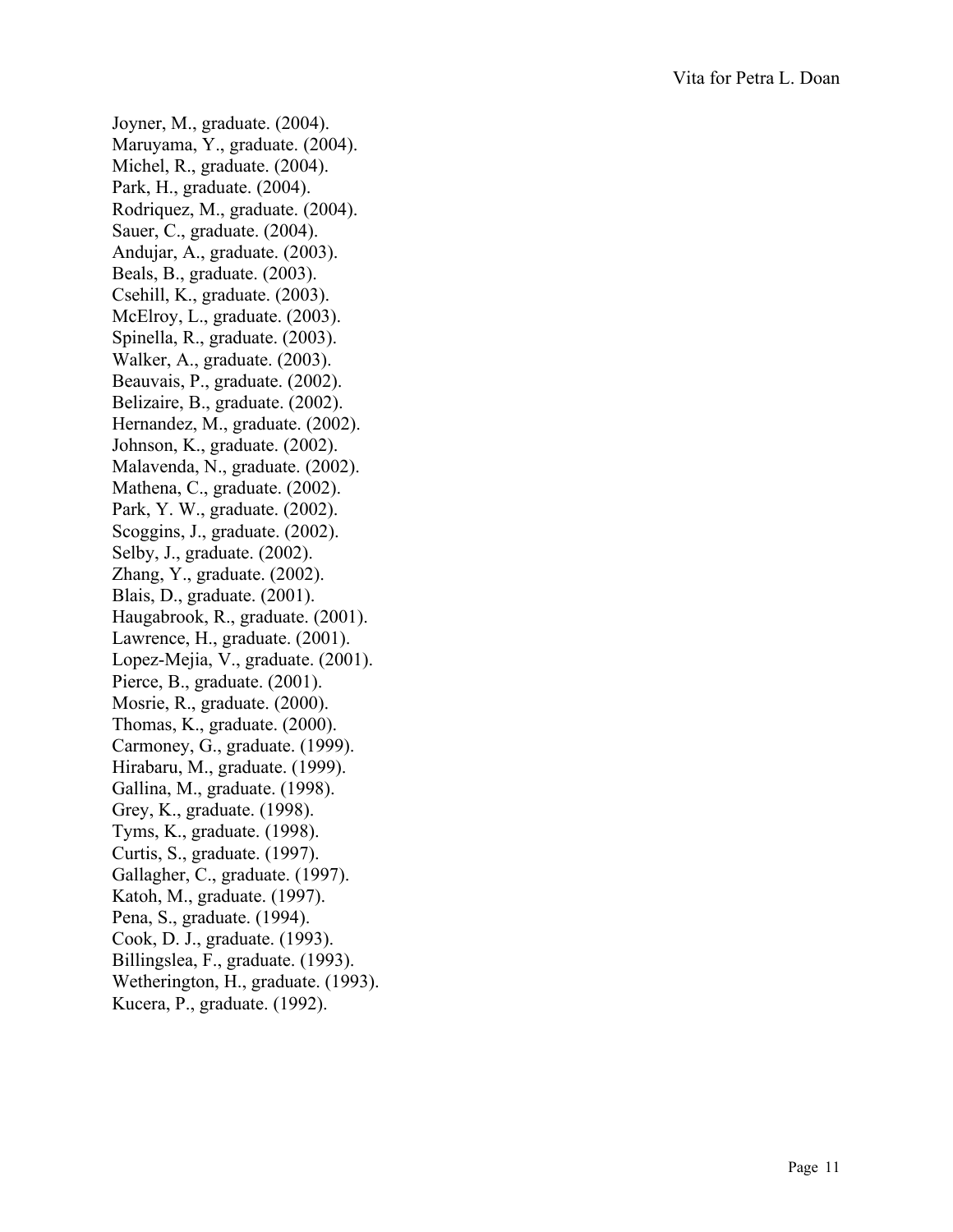Joyner, M., graduate. (2004).
Maruyama, Y., graduate. (2004).
Michel, R., graduate. (2004).
Park, H., graduate. (2004).
Rodriquez, M., graduate. (2004).
Sauer, C., graduate. (2004).
Andujar, A., graduate. (2003).
Beals, B., graduate. (2003).
Csehill, K., graduate. (2003).
McElroy, L., graduate. (2003).
Spinella, R., graduate. (2003).
Walker, A., graduate. (2003).
Beauvais, P., graduate. (2002).
Belizaire, B., graduate. (2002).
Hernandez, M., graduate. (2002).
Johnson, K., graduate. (2002).
Malavenda, N., graduate. (2002).
Mathena, C., graduate. (2002).
Park, Y. W., graduate. (2002).
Scoggins, J., graduate. (2002).
Selby, J., graduate. (2002).
Zhang, Y., graduate. (2002).
Blais, D., graduate. (2001).
Haugabrook, R., graduate. (2001).
Lawrence, H., graduate. (2001).
Lopez-Mejia, V., graduate. (2001).
Pierce, B., graduate. (2001).
Mosrie, R., graduate. (2000).
Thomas, K., graduate. (2000).
Carmoney, G., graduate. (1999).
Hirabaru, M., graduate. (1999).
Gallina, M., graduate. (1998).
Grey, K., graduate. (1998).
Tyms, K., graduate. (1998).
Curtis, S., graduate. (1997).
Gallagher, C., graduate. (1997).
Katoh, M., graduate. (1997).
Pena, S., graduate. (1994).
Cook, D. J., graduate. (1993).
Billingslea, F., graduate. (1993).
Wetherington, H., graduate. (1993).
Kucera, P., graduate. (1992).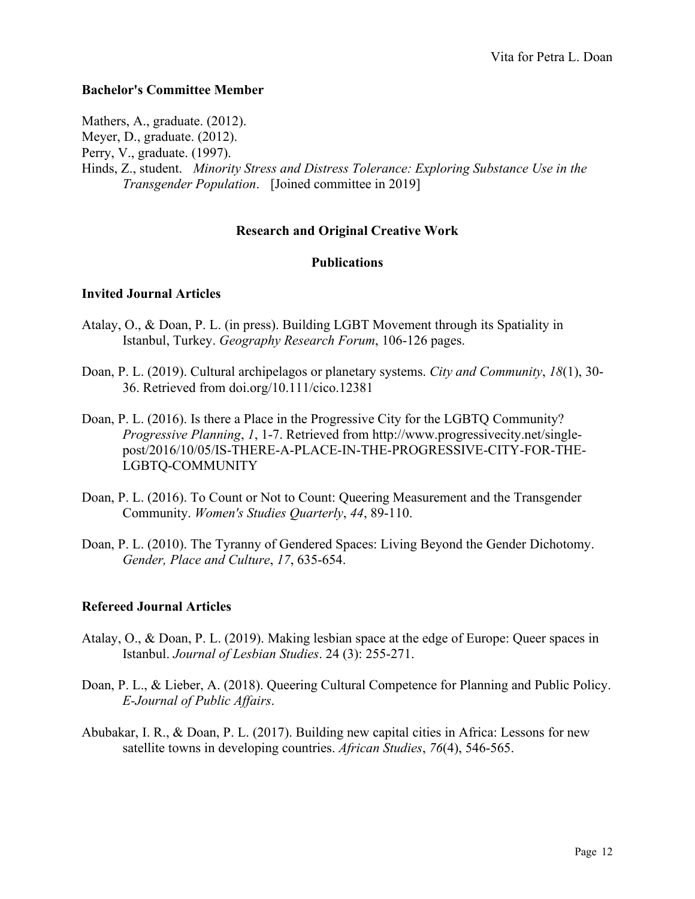### Bachelor's Committee Member

Mathers, A., graduate. (2012).
Meyer, D., graduate. (2012).
Perry, V., graduate. (1997).
Hinds, Z., student. *Minority Stress and Distress Tolerance: Exploring Substance Use in the Transgender Population*. [Joined committee in 2019]

## Research and Original Creative Work

## Publications

### Invited Journal Articles

Atalay, O., & Doan, P. L. (in press). Building LGBT Movement through its Spatiality in Istanbul, Turkey. *Geography Research Forum*, 106-126 pages.

Doan, P. L. (2019). Cultural archipelagos or planetary systems. *City and Community*, *18*(1), 30-36. Retrieved from doi.org/10.111/cico.12381

Doan, P. L. (2016). Is there a Place in the Progressive City for the LGBTQ Community? *Progressive Planning*, *1*, 1-7. Retrieved from http://www.progressivecity.net/single-post/2016/10/05/IS-THERE-A-PLACE-IN-THE-PROGRESSIVE-CITY-FOR-THE-LGBTQ-COMMUNITY

Doan, P. L. (2016). To Count or Not to Count: Queering Measurement and the Transgender Community. *Women's Studies Quarterly*, *44*, 89-110.

Doan, P. L. (2010). The Tyranny of Gendered Spaces: Living Beyond the Gender Dichotomy. *Gender, Place and Culture*, *17*, 635-654.

### Refereed Journal Articles

Atalay, O., & Doan, P. L. (2019). Making lesbian space at the edge of Europe: Queer spaces in Istanbul. *Journal of Lesbian Studies*. 24 (3): 255-271.

Doan, P. L., & Lieber, A. (2018). Queering Cultural Competence for Planning and Public Policy. *E-Journal of Public Affairs*.

Abubakar, I. R., & Doan, P. L. (2017). Building new capital cities in Africa: Lessons for new satellite towns in developing countries. *African Studies*, *76*(4), 546-565.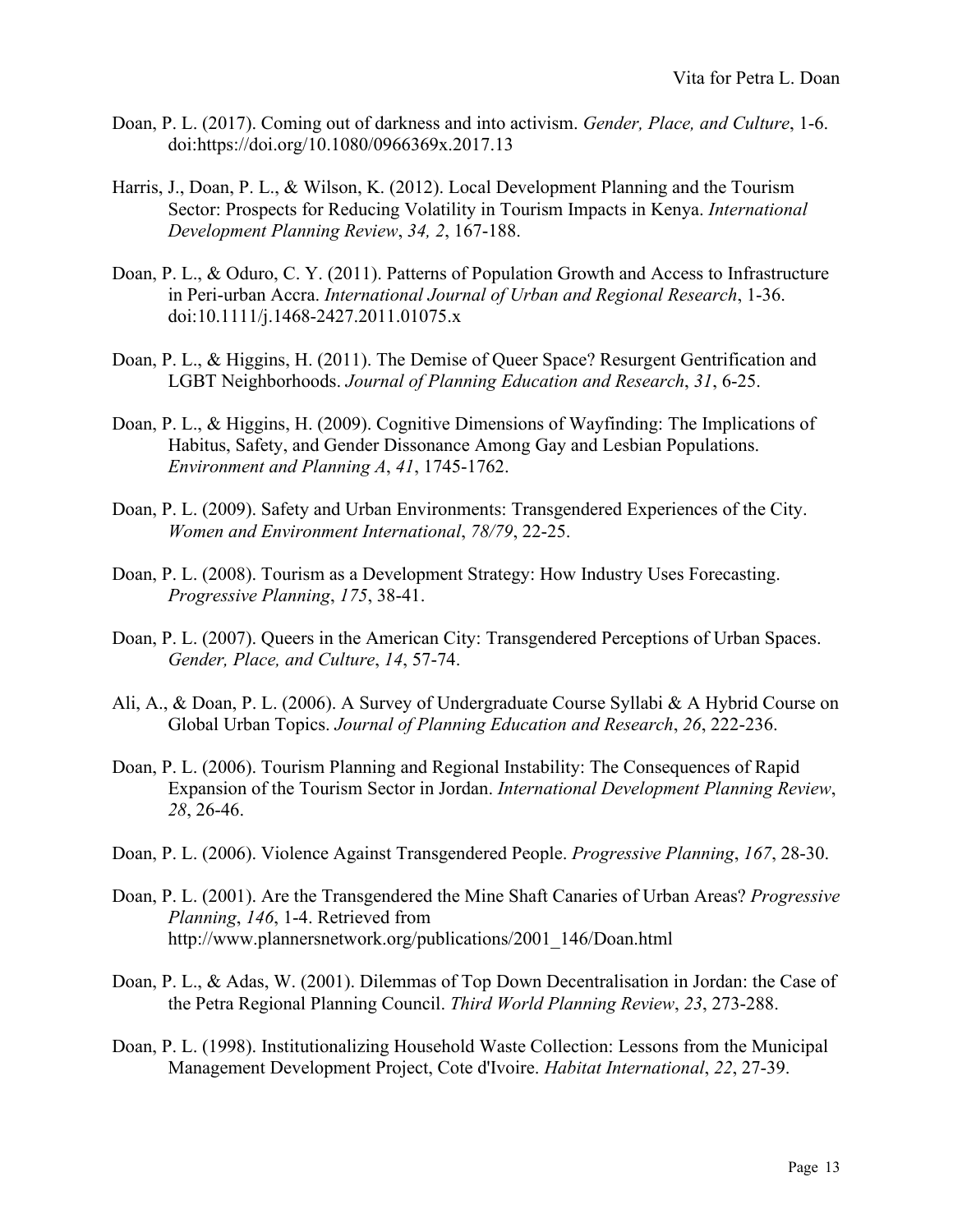Doan, P. L. (2017). Coming out of darkness and into activism. *Gender, Place, and Culture*, 1-6. doi:https://doi.org/10.1080/0966369x.2017.13

Harris, J., Doan, P. L., & Wilson, K. (2012). Local Development Planning and the Tourism Sector: Prospects for Reducing Volatility in Tourism Impacts in Kenya. *International Development Planning Review*, *34, 2*, 167-188.

Doan, P. L., & Oduro, C. Y. (2011). Patterns of Population Growth and Access to Infrastructure in Peri-urban Accra. *International Journal of Urban and Regional Research*, 1-36. doi:10.1111/j.1468-2427.2011.01075.x

Doan, P. L., & Higgins, H. (2011). The Demise of Queer Space? Resurgent Gentrification and LGBT Neighborhoods. *Journal of Planning Education and Research*, *31*, 6-25.

Doan, P. L., & Higgins, H. (2009). Cognitive Dimensions of Wayfinding: The Implications of Habitus, Safety, and Gender Dissonance Among Gay and Lesbian Populations. *Environment and Planning A*, *41*, 1745-1762.

Doan, P. L. (2009). Safety and Urban Environments: Transgendered Experiences of the City. *Women and Environment International*, *78/79*, 22-25.

Doan, P. L. (2008). Tourism as a Development Strategy: How Industry Uses Forecasting. *Progressive Planning*, *175*, 38-41.

Doan, P. L. (2007). Queers in the American City: Transgendered Perceptions of Urban Spaces. *Gender, Place, and Culture*, *14*, 57-74.

Ali, A., & Doan, P. L. (2006). A Survey of Undergraduate Course Syllabi & A Hybrid Course on Global Urban Topics. *Journal of Planning Education and Research*, *26*, 222-236.

Doan, P. L. (2006). Tourism Planning and Regional Instability: The Consequences of Rapid Expansion of the Tourism Sector in Jordan. *International Development Planning Review*, *28*, 26-46.

Doan, P. L. (2006). Violence Against Transgendered People. *Progressive Planning*, *167*, 28-30.

Doan, P. L. (2001). Are the Transgendered the Mine Shaft Canaries of Urban Areas? *Progressive Planning*, *146*, 1-4. Retrieved from http://www.plannersnetwork.org/publications/2001_146/Doan.html

Doan, P. L., & Adas, W. (2001). Dilemmas of Top Down Decentralisation in Jordan: the Case of the Petra Regional Planning Council. *Third World Planning Review*, *23*, 273-288.

Doan, P. L. (1998). Institutionalizing Household Waste Collection: Lessons from the Municipal Management Development Project, Cote d'Ivoire. *Habitat International*, *22*, 27-39.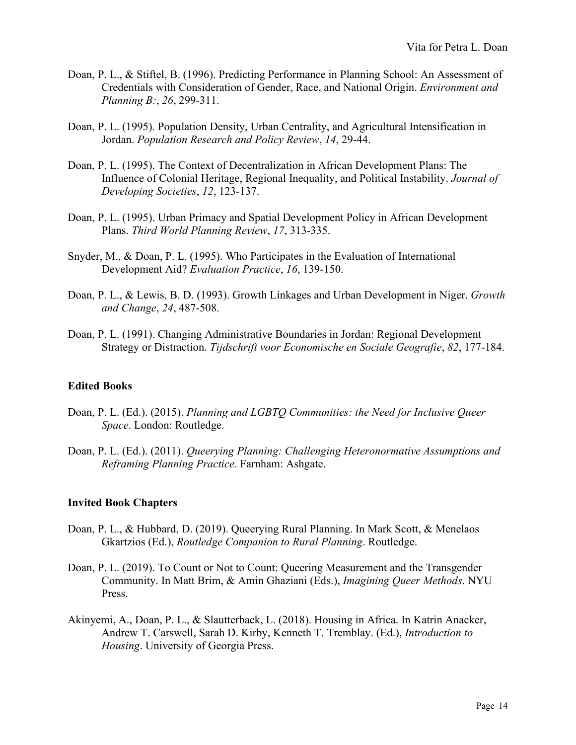Doan, P. L., & Stiftel, B. (1996). Predicting Performance in Planning School: An Assessment of Credentials with Consideration of Gender, Race, and National Origin. *Environment and Planning B:*, *26*, 299-311.

Doan, P. L. (1995). Population Density, Urban Centrality, and Agricultural Intensification in Jordan. *Population Research and Policy Review*, *14*, 29-44.

Doan, P. L. (1995). The Context of Decentralization in African Development Plans: The Influence of Colonial Heritage, Regional Inequality, and Political Instability. *Journal of Developing Societies*, *12*, 123-137.

Doan, P. L. (1995). Urban Primacy and Spatial Development Policy in African Development Plans. *Third World Planning Review*, *17*, 313-335.

Snyder, M., & Doan, P. L. (1995). Who Participates in the Evaluation of International Development Aid? *Evaluation Practice*, *16*, 139-150.

Doan, P. L., & Lewis, B. D. (1993). Growth Linkages and Urban Development in Niger. *Growth and Change*, *24*, 487-508.

Doan, P. L. (1991). Changing Administrative Boundaries in Jordan: Regional Development Strategy or Distraction. *Tijdschrift voor Economische en Sociale Geografie*, *82*, 177-184.

## Edited Books

Doan, P. L. (Ed.). (2015). *Planning and LGBTQ Communities: the Need for Inclusive Queer Space*. London: Routledge.

Doan, P. L. (Ed.). (2011). *Queerying Planning: Challenging Heteronormative Assumptions and Reframing Planning Practice*. Farnham: Ashgate.

## Invited Book Chapters

Doan, P. L., & Hubbard, D. (2019). Queerying Rural Planning. In Mark Scott, & Menelaos Gkartzios (Ed.), *Routledge Companion to Rural Planning*. Routledge.

Doan, P. L. (2019). To Count or Not to Count: Queering Measurement and the Transgender Community. In Matt Brim, & Amin Ghaziani (Eds.), *Imagining Queer Methods*. NYU Press.

Akinyemi, A., Doan, P. L., & Slautterback, L. (2018). Housing in Africa. In Katrin Anacker, Andrew T. Carswell, Sarah D. Kirby, Kenneth T. Tremblay. (Ed.), *Introduction to Housing*. University of Georgia Press.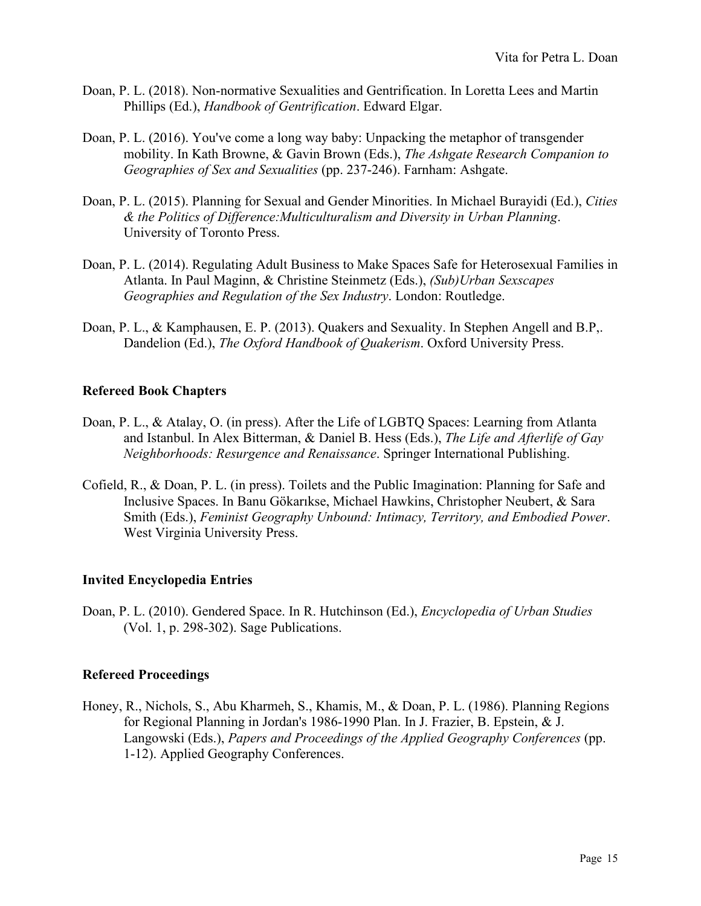Doan, P. L. (2018). Non-normative Sexualities and Gentrification. In Loretta Lees and Martin Phillips (Ed.), *Handbook of Gentrification*. Edward Elgar.

Doan, P. L. (2016). You've come a long way baby: Unpacking the metaphor of transgender mobility. In Kath Browne, & Gavin Brown (Eds.), *The Ashgate Research Companion to Geographies of Sex and Sexualities* (pp. 237-246). Farnham: Ashgate.

Doan, P. L. (2015). Planning for Sexual and Gender Minorities. In Michael Burayidi (Ed.), *Cities & the Politics of Difference:Multiculturalism and Diversity in Urban Planning*. University of Toronto Press.

Doan, P. L. (2014). Regulating Adult Business to Make Spaces Safe for Heterosexual Families in Atlanta. In Paul Maginn, & Christine Steinmetz (Eds.), *(Sub)Urban Sexscapes Geographies and Regulation of the Sex Industry*. London: Routledge.

Doan, P. L., & Kamphausen, E. P. (2013). Quakers and Sexuality. In Stephen Angell and B.P,. Dandelion (Ed.), *The Oxford Handbook of Quakerism*. Oxford University Press.

### Refereed Book Chapters

Doan, P. L., & Atalay, O. (in press). After the Life of LGBTQ Spaces: Learning from Atlanta and Istanbul. In Alex Bitterman, & Daniel B. Hess (Eds.), *The Life and Afterlife of Gay Neighborhoods: Resurgence and Renaissance*. Springer International Publishing.

Cofield, R., & Doan, P. L. (in press). Toilets and the Public Imagination: Planning for Safe and Inclusive Spaces. In Banu Gökarıkse, Michael Hawkins, Christopher Neubert, & Sara Smith (Eds.), *Feminist Geography Unbound: Intimacy, Territory, and Embodied Power*. West Virginia University Press.

### Invited Encyclopedia Entries

Doan, P. L. (2010). Gendered Space. In R. Hutchinson (Ed.), *Encyclopedia of Urban Studies* (Vol. 1, p. 298-302). Sage Publications.

### Refereed Proceedings

Honey, R., Nichols, S., Abu Kharmeh, S., Khamis, M., & Doan, P. L. (1986). Planning Regions for Regional Planning in Jordan's 1986-1990 Plan. In J. Frazier, B. Epstein, & J. Langowski (Eds.), *Papers and Proceedings of the Applied Geography Conferences* (pp. 1-12). Applied Geography Conferences.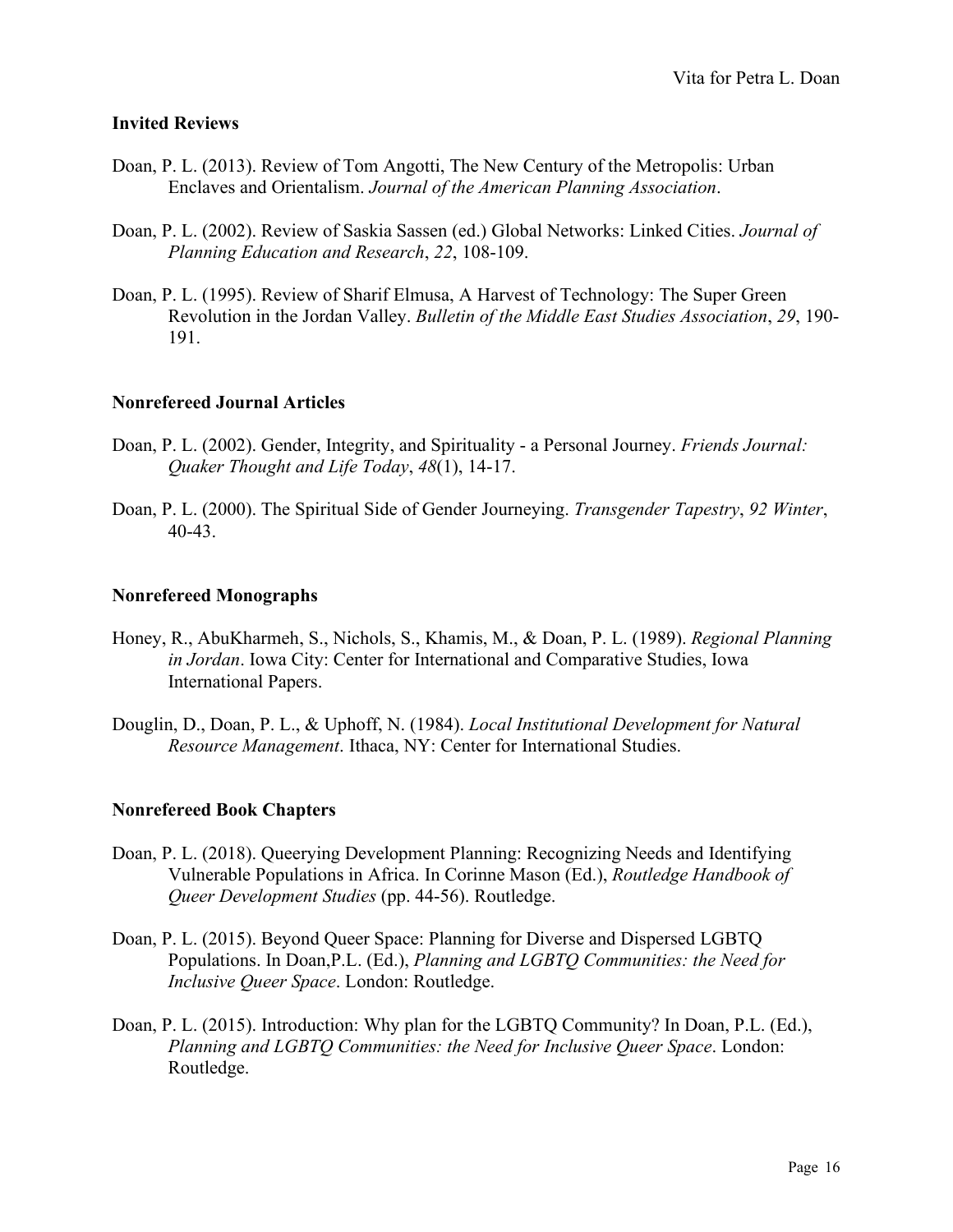### Invited Reviews

Doan, P. L. (2013). Review of Tom Angotti, The New Century of the Metropolis: Urban Enclaves and Orientalism. *Journal of the American Planning Association*.

Doan, P. L. (2002). Review of Saskia Sassen (ed.) Global Networks: Linked Cities. *Journal of Planning Education and Research*, *22*, 108-109.

Doan, P. L. (1995). Review of Sharif Elmusa, A Harvest of Technology: The Super Green Revolution in the Jordan Valley. *Bulletin of the Middle East Studies Association*, *29*, 190-191.

### Nonrefereed Journal Articles

Doan, P. L. (2002). Gender, Integrity, and Spirituality - a Personal Journey. *Friends Journal: Quaker Thought and Life Today*, *48*(1), 14-17.

Doan, P. L. (2000). The Spiritual Side of Gender Journeying. *Transgender Tapestry*, *92 Winter*, 40-43.

### Nonrefereed Monographs

Honey, R., AbuKharmeh, S., Nichols, S., Khamis, M., & Doan, P. L. (1989). *Regional Planning in Jordan*. Iowa City: Center for International and Comparative Studies, Iowa International Papers.

Douglin, D., Doan, P. L., & Uphoff, N. (1984). *Local Institutional Development for Natural Resource Management*. Ithaca, NY: Center for International Studies.

### Nonrefereed Book Chapters

Doan, P. L. (2018). Queerying Development Planning: Recognizing Needs and Identifying Vulnerable Populations in Africa. In Corinne Mason (Ed.), *Routledge Handbook of Queer Development Studies* (pp. 44-56). Routledge.

Doan, P. L. (2015). Beyond Queer Space: Planning for Diverse and Dispersed LGBTQ Populations. In Doan,P.L. (Ed.), *Planning and LGBTQ Communities: the Need for Inclusive Queer Space*. London: Routledge.

Doan, P. L. (2015). Introduction: Why plan for the LGBTQ Community? In Doan, P.L. (Ed.), *Planning and LGBTQ Communities: the Need for Inclusive Queer Space*. London: Routledge.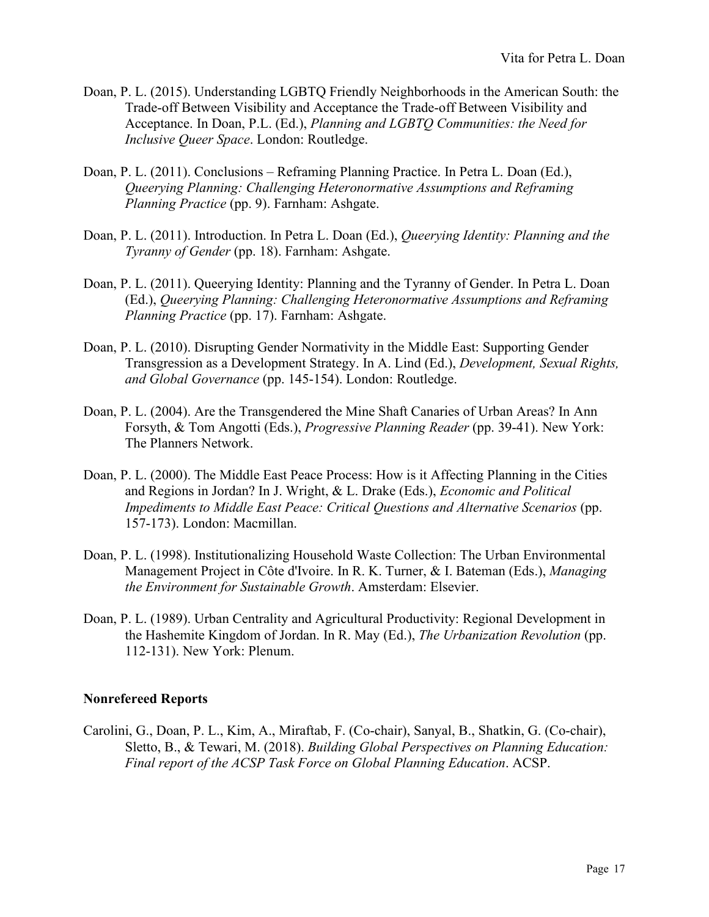Doan, P. L. (2015). Understanding LGBTQ Friendly Neighborhoods in the American South: the Trade-off Between Visibility and Acceptance the Trade-off Between Visibility and Acceptance. In Doan, P.L. (Ed.), *Planning and LGBTQ Communities: the Need for Inclusive Queer Space*. London: Routledge.

Doan, P. L. (2011). Conclusions – Reframing Planning Practice. In Petra L. Doan (Ed.), *Queerying Planning: Challenging Heteronormative Assumptions and Reframing Planning Practice* (pp. 9). Farnham: Ashgate.

Doan, P. L. (2011). Introduction. In Petra L. Doan (Ed.), *Queerying Identity: Planning and the Tyranny of Gender* (pp. 18). Farnham: Ashgate.

Doan, P. L. (2011). Queerying Identity: Planning and the Tyranny of Gender. In Petra L. Doan (Ed.), *Queerying Planning: Challenging Heteronormative Assumptions and Reframing Planning Practice* (pp. 17). Farnham: Ashgate.

Doan, P. L. (2010). Disrupting Gender Normativity in the Middle East: Supporting Gender Transgression as a Development Strategy. In A. Lind (Ed.), *Development, Sexual Rights, and Global Governance* (pp. 145-154). London: Routledge.

Doan, P. L. (2004). Are the Transgendered the Mine Shaft Canaries of Urban Areas? In Ann Forsyth, & Tom Angotti (Eds.), *Progressive Planning Reader* (pp. 39-41). New York: The Planners Network.

Doan, P. L. (2000). The Middle East Peace Process: How is it Affecting Planning in the Cities and Regions in Jordan? In J. Wright, & L. Drake (Eds.), *Economic and Political Impediments to Middle East Peace: Critical Questions and Alternative Scenarios* (pp. 157-173). London: Macmillan.

Doan, P. L. (1998). Institutionalizing Household Waste Collection: The Urban Environmental Management Project in Côte d'Ivoire. In R. K. Turner, & I. Bateman (Eds.), *Managing the Environment for Sustainable Growth*. Amsterdam: Elsevier.

Doan, P. L. (1989). Urban Centrality and Agricultural Productivity: Regional Development in the Hashemite Kingdom of Jordan. In R. May (Ed.), *The Urbanization Revolution* (pp. 112-131). New York: Plenum.

**Nonrefereed Reports**

Carolini, G., Doan, P. L., Kim, A., Miraftab, F. (Co-chair), Sanyal, B., Shatkin, G. (Co-chair), Sletto, B., & Tewari, M. (2018). *Building Global Perspectives on Planning Education: Final report of the ACSP Task Force on Global Planning Education*. ACSP.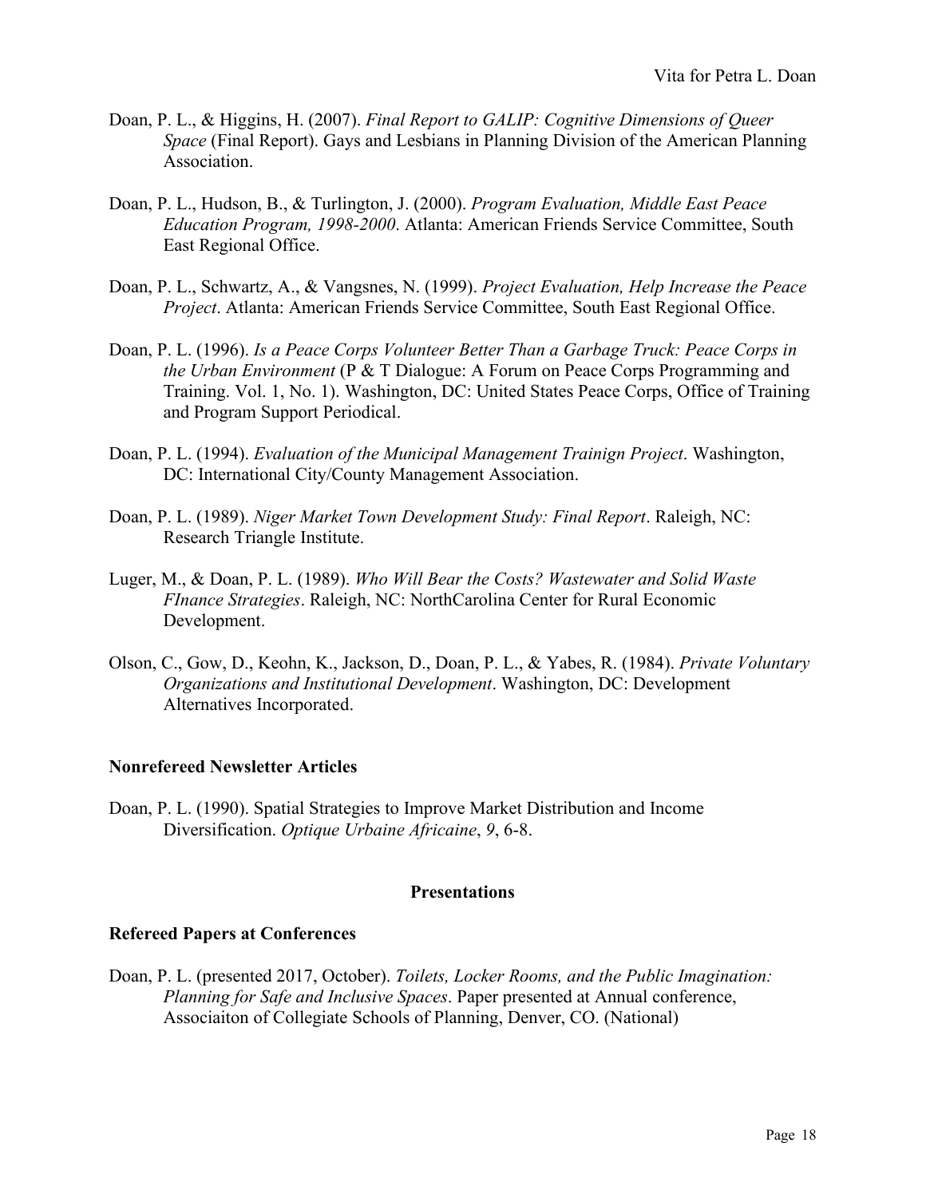Doan, P. L., & Higgins, H. (2007). *Final Report to GALIP: Cognitive Dimensions of Queer Space* (Final Report). Gays and Lesbians in Planning Division of the American Planning Association.

Doan, P. L., Hudson, B., & Turlington, J. (2000). *Program Evaluation, Middle East Peace Education Program, 1998-2000*. Atlanta: American Friends Service Committee, South East Regional Office.

Doan, P. L., Schwartz, A., & Vangsnes, N. (1999). *Project Evaluation, Help Increase the Peace Project*. Atlanta: American Friends Service Committee, South East Regional Office.

Doan, P. L. (1996). *Is a Peace Corps Volunteer Better Than a Garbage Truck: Peace Corps in the Urban Environment* (P & T Dialogue: A Forum on Peace Corps Programming and Training. Vol. 1, No. 1). Washington, DC: United States Peace Corps, Office of Training and Program Support Periodical.

Doan, P. L. (1994). *Evaluation of the Municipal Management Trainign Project*. Washington, DC: International City/County Management Association.

Doan, P. L. (1989). *Niger Market Town Development Study: Final Report*. Raleigh, NC: Research Triangle Institute.

Luger, M., & Doan, P. L. (1989). *Who Will Bear the Costs? Wastewater and Solid Waste FInance Strategies*. Raleigh, NC: NorthCarolina Center for Rural Economic Development.

Olson, C., Gow, D., Keohn, K., Jackson, D., Doan, P. L., & Yabes, R. (1984). *Private Voluntary Organizations and Institutional Development*. Washington, DC: Development Alternatives Incorporated.

### Nonrefereed Newsletter Articles

Doan, P. L. (1990). Spatial Strategies to Improve Market Distribution and Income Diversification. *Optique Urbaine Africaine*, *9*, 6-8.

## Presentations

### Refereed Papers at Conferences

Doan, P. L. (presented 2017, October). *Toilets, Locker Rooms, and the Public Imagination: Planning for Safe and Inclusive Spaces*. Paper presented at Annual conference, Associaiton of Collegiate Schools of Planning, Denver, CO. (National)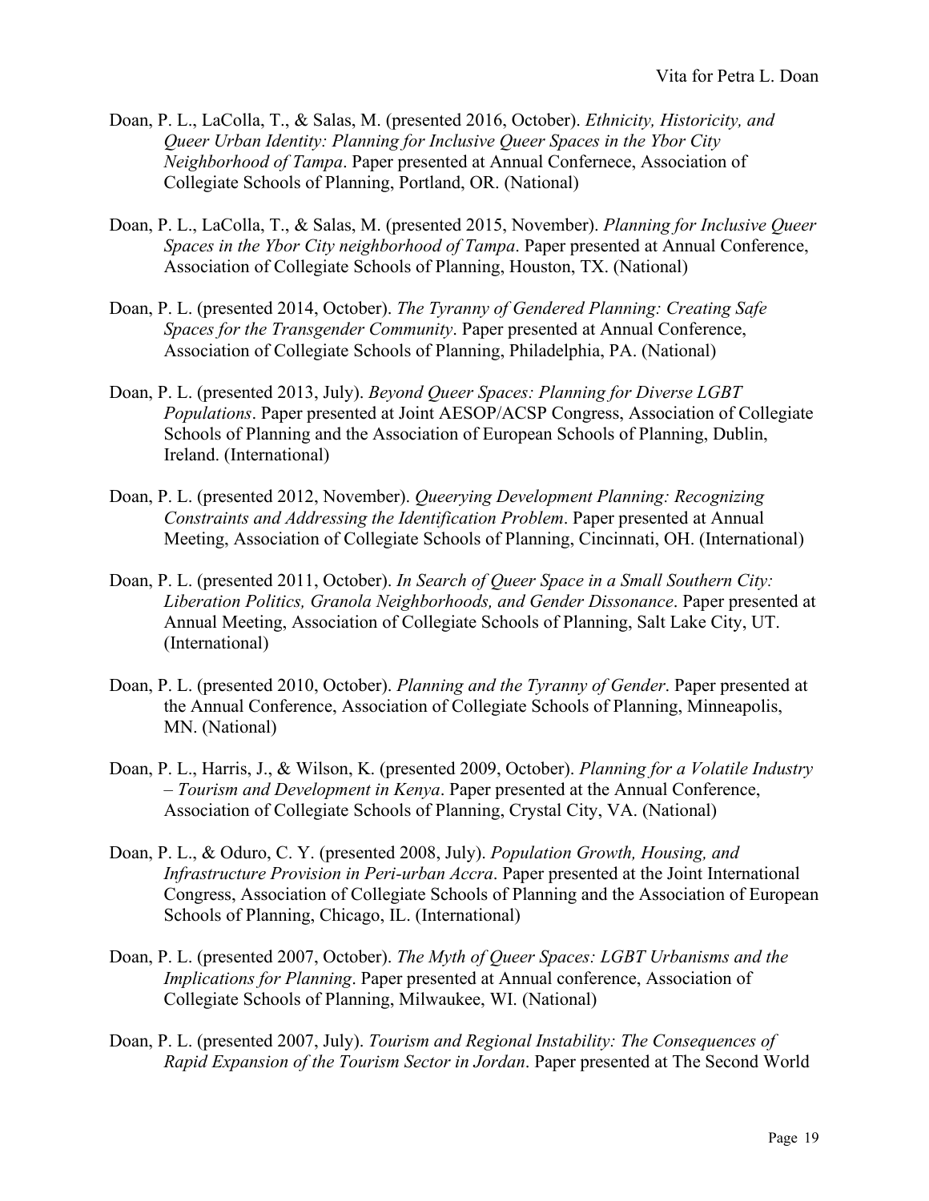Doan, P. L., LaColla, T., & Salas, M. (presented 2016, October). *Ethnicity, Historicity, and Queer Urban Identity: Planning for Inclusive Queer Spaces in the Ybor City Neighborhood of Tampa*. Paper presented at Annual Confernece, Association of Collegiate Schools of Planning, Portland, OR. (National)

Doan, P. L., LaColla, T., & Salas, M. (presented 2015, November). *Planning for Inclusive Queer Spaces in the Ybor City neighborhood of Tampa*. Paper presented at Annual Conference, Association of Collegiate Schools of Planning, Houston, TX. (National)

Doan, P. L. (presented 2014, October). *The Tyranny of Gendered Planning: Creating Safe Spaces for the Transgender Community*. Paper presented at Annual Conference, Association of Collegiate Schools of Planning, Philadelphia, PA. (National)

Doan, P. L. (presented 2013, July). *Beyond Queer Spaces: Planning for Diverse LGBT Populations*. Paper presented at Joint AESOP/ACSP Congress, Association of Collegiate Schools of Planning and the Association of European Schools of Planning, Dublin, Ireland. (International)

Doan, P. L. (presented 2012, November). *Queerying Development Planning: Recognizing Constraints and Addressing the Identification Problem*. Paper presented at Annual Meeting, Association of Collegiate Schools of Planning, Cincinnati, OH. (International)

Doan, P. L. (presented 2011, October). *In Search of Queer Space in a Small Southern City: Liberation Politics, Granola Neighborhoods, and Gender Dissonance*. Paper presented at Annual Meeting, Association of Collegiate Schools of Planning, Salt Lake City, UT. (International)

Doan, P. L. (presented 2010, October). *Planning and the Tyranny of Gender*. Paper presented at the Annual Conference, Association of Collegiate Schools of Planning, Minneapolis, MN. (National)

Doan, P. L., Harris, J., & Wilson, K. (presented 2009, October). *Planning for a Volatile Industry – Tourism and Development in Kenya*. Paper presented at the Annual Conference, Association of Collegiate Schools of Planning, Crystal City, VA. (National)

Doan, P. L., & Oduro, C. Y. (presented 2008, July). *Population Growth, Housing, and Infrastructure Provision in Peri-urban Accra*. Paper presented at the Joint International Congress, Association of Collegiate Schools of Planning and the Association of European Schools of Planning, Chicago, IL. (International)

Doan, P. L. (presented 2007, October). *The Myth of Queer Spaces: LGBT Urbanisms and the Implications for Planning*. Paper presented at Annual conference, Association of Collegiate Schools of Planning, Milwaukee, WI. (National)

Doan, P. L. (presented 2007, July). *Tourism and Regional Instability: The Consequences of Rapid Expansion of the Tourism Sector in Jordan*. Paper presented at The Second World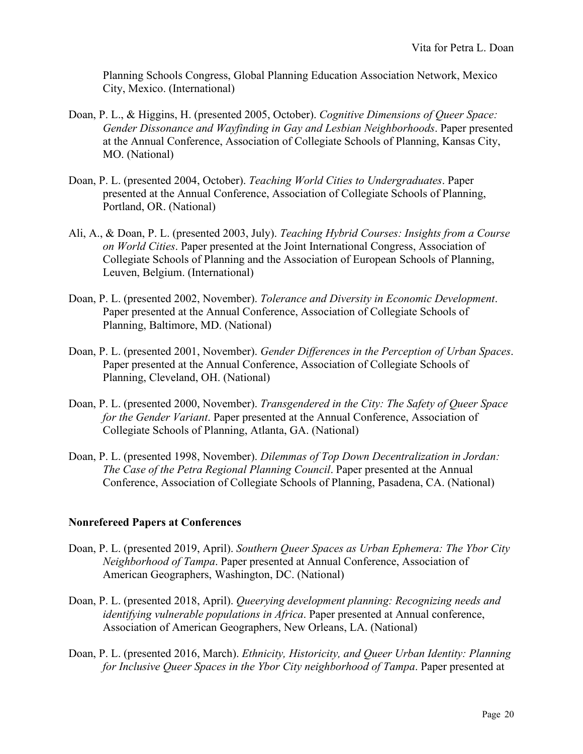Planning Schools Congress, Global Planning Education Association Network, Mexico City, Mexico. (International)

Doan, P. L., & Higgins, H. (presented 2005, October). *Cognitive Dimensions of Queer Space: Gender Dissonance and Wayfinding in Gay and Lesbian Neighborhoods*. Paper presented at the Annual Conference, Association of Collegiate Schools of Planning, Kansas City, MO. (National)

Doan, P. L. (presented 2004, October). *Teaching World Cities to Undergraduates*. Paper presented at the Annual Conference, Association of Collegiate Schools of Planning, Portland, OR. (National)

Ali, A., & Doan, P. L. (presented 2003, July). *Teaching Hybrid Courses: Insights from a Course on World Cities*. Paper presented at the Joint International Congress, Association of Collegiate Schools of Planning and the Association of European Schools of Planning, Leuven, Belgium. (International)

Doan, P. L. (presented 2002, November). *Tolerance and Diversity in Economic Development*. Paper presented at the Annual Conference, Association of Collegiate Schools of Planning, Baltimore, MD. (National)

Doan, P. L. (presented 2001, November). *Gender Differences in the Perception of Urban Spaces*. Paper presented at the Annual Conference, Association of Collegiate Schools of Planning, Cleveland, OH. (National)

Doan, P. L. (presented 2000, November). *Transgendered in the City: The Safety of Queer Space for the Gender Variant*. Paper presented at the Annual Conference, Association of Collegiate Schools of Planning, Atlanta, GA. (National)

Doan, P. L. (presented 1998, November). *Dilemmas of Top Down Decentralization in Jordan: The Case of the Petra Regional Planning Council*. Paper presented at the Annual Conference, Association of Collegiate Schools of Planning, Pasadena, CA. (National)

**Nonrefereed Papers at Conferences**

Doan, P. L. (presented 2019, April). *Southern Queer Spaces as Urban Ephemera: The Ybor City Neighborhood of Tampa*. Paper presented at Annual Conference, Association of American Geographers, Washington, DC. (National)

Doan, P. L. (presented 2018, April). *Queerying development planning: Recognizing needs and identifying vulnerable populations in Africa*. Paper presented at Annual conference, Association of American Geographers, New Orleans, LA. (National)

Doan, P. L. (presented 2016, March). *Ethnicity, Historicity, and Queer Urban Identity: Planning for Inclusive Queer Spaces in the Ybor City neighborhood of Tampa*. Paper presented at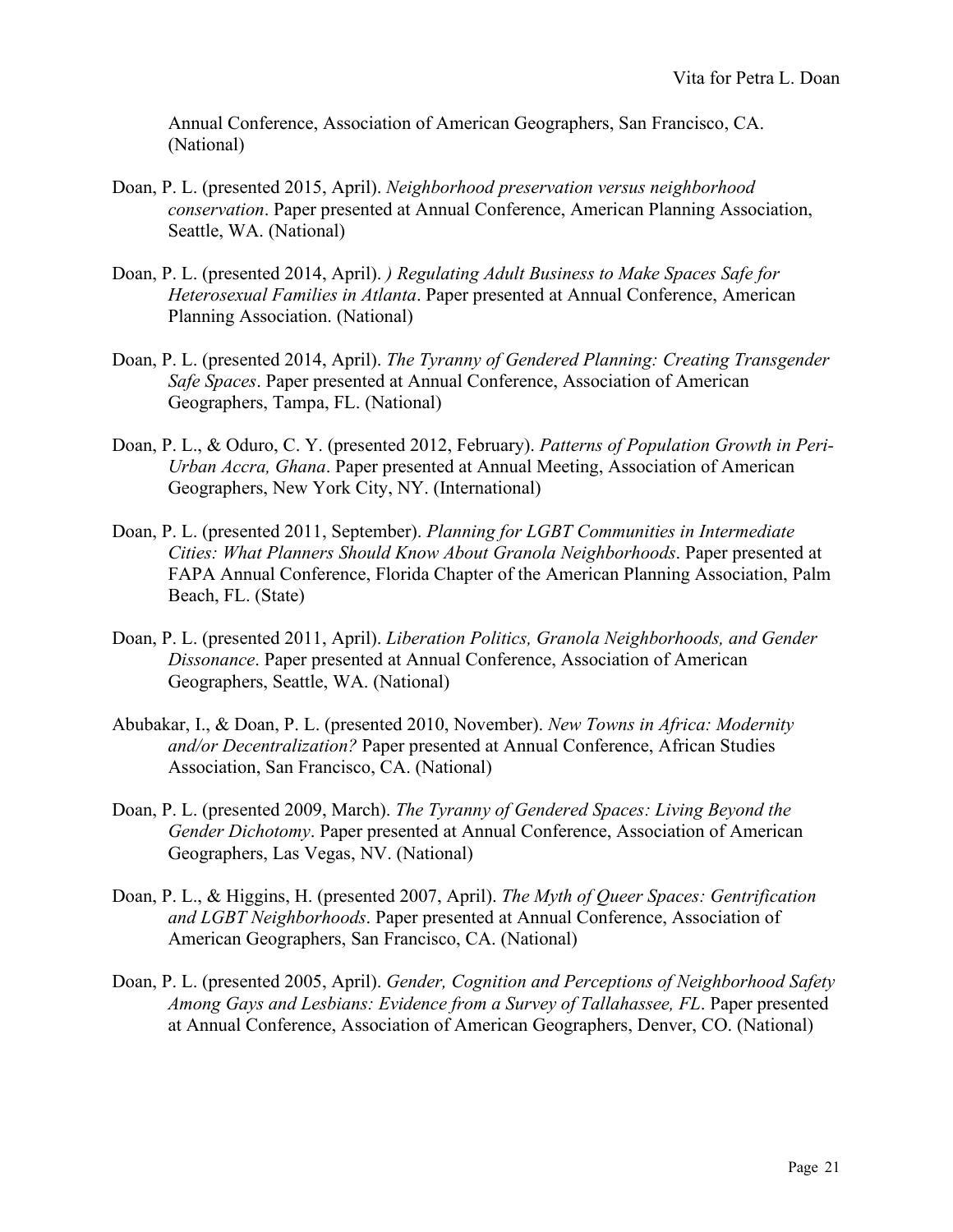Annual Conference, Association of American Geographers, San Francisco, CA. (National)

Doan, P. L. (presented 2015, April). *Neighborhood preservation versus neighborhood conservation*. Paper presented at Annual Conference, American Planning Association, Seattle, WA. (National)

Doan, P. L. (presented 2014, April). *) Regulating Adult Business to Make Spaces Safe for Heterosexual Families in Atlanta*. Paper presented at Annual Conference, American Planning Association. (National)

Doan, P. L. (presented 2014, April). *The Tyranny of Gendered Planning: Creating Transgender Safe Spaces*. Paper presented at Annual Conference, Association of American Geographers, Tampa, FL. (National)

Doan, P. L., & Oduro, C. Y. (presented 2012, February). *Patterns of Population Growth in Peri-Urban Accra, Ghana*. Paper presented at Annual Meeting, Association of American Geographers, New York City, NY. (International)

Doan, P. L. (presented 2011, September). *Planning for LGBT Communities in Intermediate Cities: What Planners Should Know About Granola Neighborhoods*. Paper presented at FAPA Annual Conference, Florida Chapter of the American Planning Association, Palm Beach, FL. (State)

Doan, P. L. (presented 2011, April). *Liberation Politics, Granola Neighborhoods, and Gender Dissonance*. Paper presented at Annual Conference, Association of American Geographers, Seattle, WA. (National)

Abubakar, I., & Doan, P. L. (presented 2010, November). *New Towns in Africa: Modernity and/or Decentralization?* Paper presented at Annual Conference, African Studies Association, San Francisco, CA. (National)

Doan, P. L. (presented 2009, March). *The Tyranny of Gendered Spaces: Living Beyond the Gender Dichotomy*. Paper presented at Annual Conference, Association of American Geographers, Las Vegas, NV. (National)

Doan, P. L., & Higgins, H. (presented 2007, April). *The Myth of Queer Spaces: Gentrification and LGBT Neighborhoods*. Paper presented at Annual Conference, Association of American Geographers, San Francisco, CA. (National)

Doan, P. L. (presented 2005, April). *Gender, Cognition and Perceptions of Neighborhood Safety Among Gays and Lesbians: Evidence from a Survey of Tallahassee, FL*. Paper presented at Annual Conference, Association of American Geographers, Denver, CO. (National)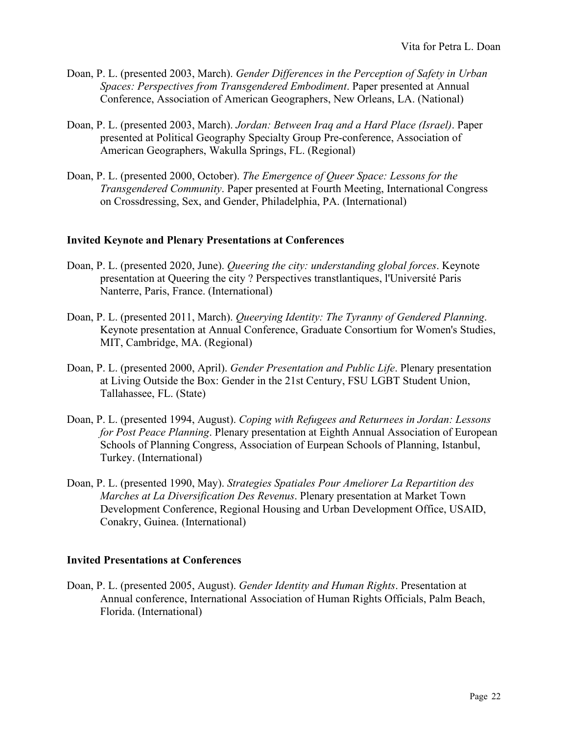Doan, P. L. (presented 2003, March). *Gender Differences in the Perception of Safety in Urban Spaces: Perspectives from Transgendered Embodiment*. Paper presented at Annual Conference, Association of American Geographers, New Orleans, LA. (National)

Doan, P. L. (presented 2003, March). *Jordan: Between Iraq and a Hard Place (Israel)*. Paper presented at Political Geography Specialty Group Pre-conference, Association of American Geographers, Wakulla Springs, FL. (Regional)

Doan, P. L. (presented 2000, October). *The Emergence of Queer Space: Lessons for the Transgendered Community*. Paper presented at Fourth Meeting, International Congress on Crossdressing, Sex, and Gender, Philadelphia, PA. (International)

### Invited Keynote and Plenary Presentations at Conferences

Doan, P. L. (presented 2020, June). *Queering the city: understanding global forces*. Keynote presentation at Queering the city ? Perspectives transtlantiques, l'Université Paris Nanterre, Paris, France. (International)

Doan, P. L. (presented 2011, March). *Queerying Identity: The Tyranny of Gendered Planning*. Keynote presentation at Annual Conference, Graduate Consortium for Women's Studies, MIT, Cambridge, MA. (Regional)

Doan, P. L. (presented 2000, April). *Gender Presentation and Public Life*. Plenary presentation at Living Outside the Box: Gender in the 21st Century, FSU LGBT Student Union, Tallahassee, FL. (State)

Doan, P. L. (presented 1994, August). *Coping with Refugees and Returnees in Jordan: Lessons for Post Peace Planning*. Plenary presentation at Eighth Annual Association of European Schools of Planning Congress, Association of Eurpean Schools of Planning, Istanbul, Turkey. (International)

Doan, P. L. (presented 1990, May). *Strategies Spatiales Pour Ameliorer La Repartition des Marches at La Diversification Des Revenus*. Plenary presentation at Market Town Development Conference, Regional Housing and Urban Development Office, USAID, Conakry, Guinea. (International)

### Invited Presentations at Conferences

Doan, P. L. (presented 2005, August). *Gender Identity and Human Rights*. Presentation at Annual conference, International Association of Human Rights Officials, Palm Beach, Florida. (International)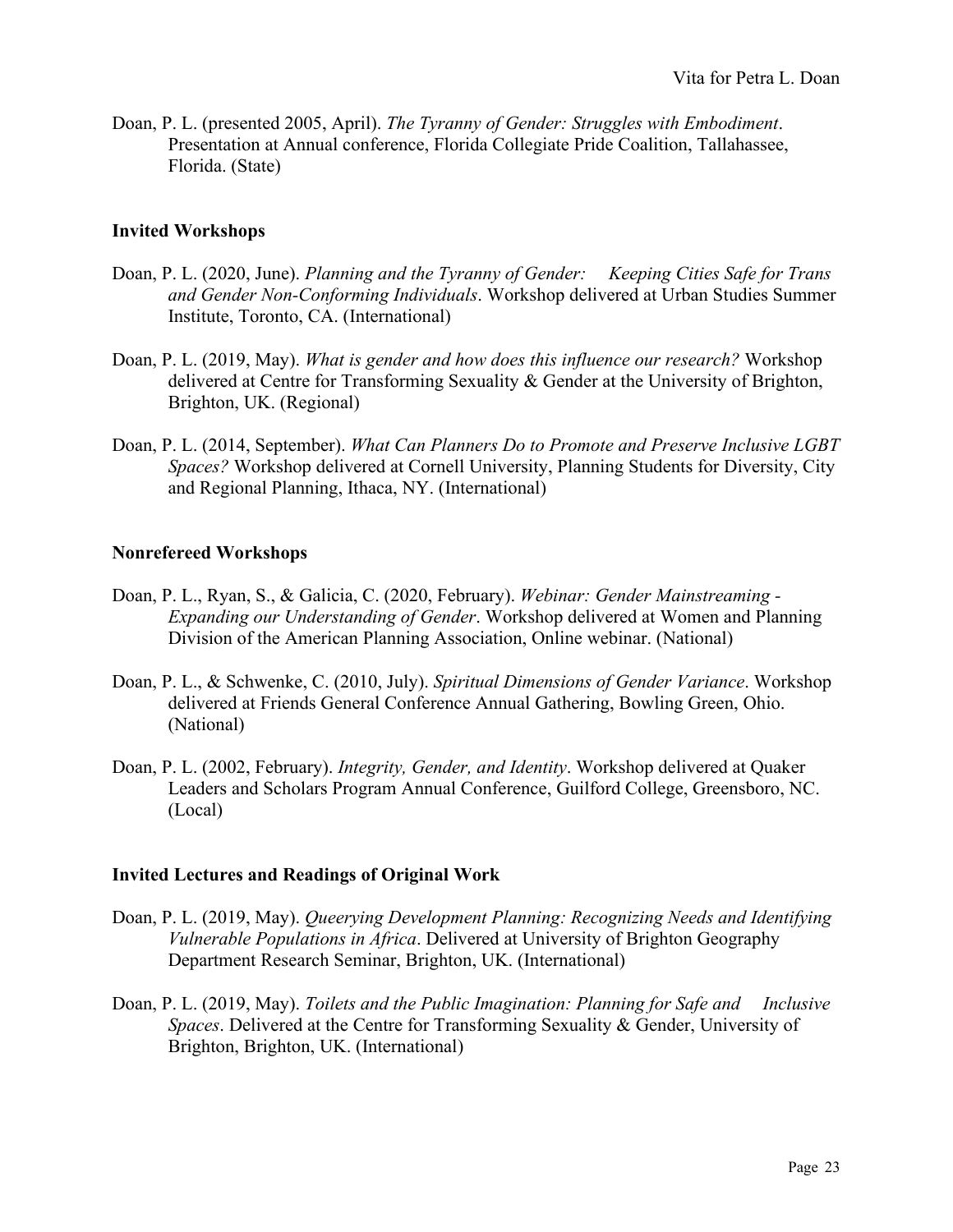Doan, P. L. (presented 2005, April). *The Tyranny of Gender: Struggles with Embodiment*. Presentation at Annual conference, Florida Collegiate Pride Coalition, Tallahassee, Florida. (State)

### Invited Workshops

Doan, P. L. (2020, June). *Planning and the Tyranny of Gender: Keeping Cities Safe for Trans and Gender Non-Conforming Individuals*. Workshop delivered at Urban Studies Summer Institute, Toronto, CA. (International)

Doan, P. L. (2019, May). *What is gender and how does this influence our research?* Workshop delivered at Centre for Transforming Sexuality & Gender at the University of Brighton, Brighton, UK. (Regional)

Doan, P. L. (2014, September). *What Can Planners Do to Promote and Preserve Inclusive LGBT Spaces?* Workshop delivered at Cornell University, Planning Students for Diversity, City and Regional Planning, Ithaca, NY. (International)

### Nonrefereed Workshops

Doan, P. L., Ryan, S., & Galicia, C. (2020, February). *Webinar: Gender Mainstreaming - Expanding our Understanding of Gender*. Workshop delivered at Women and Planning Division of the American Planning Association, Online webinar. (National)

Doan, P. L., & Schwenke, C. (2010, July). *Spiritual Dimensions of Gender Variance*. Workshop delivered at Friends General Conference Annual Gathering, Bowling Green, Ohio. (National)

Doan, P. L. (2002, February). *Integrity, Gender, and Identity*. Workshop delivered at Quaker Leaders and Scholars Program Annual Conference, Guilford College, Greensboro, NC. (Local)

### Invited Lectures and Readings of Original Work

Doan, P. L. (2019, May). *Queerying Development Planning: Recognizing Needs and Identifying Vulnerable Populations in Africa*. Delivered at University of Brighton Geography Department Research Seminar, Brighton, UK. (International)

Doan, P. L. (2019, May). *Toilets and the Public Imagination: Planning for Safe and Inclusive Spaces*. Delivered at the Centre for Transforming Sexuality & Gender, University of Brighton, Brighton, UK. (International)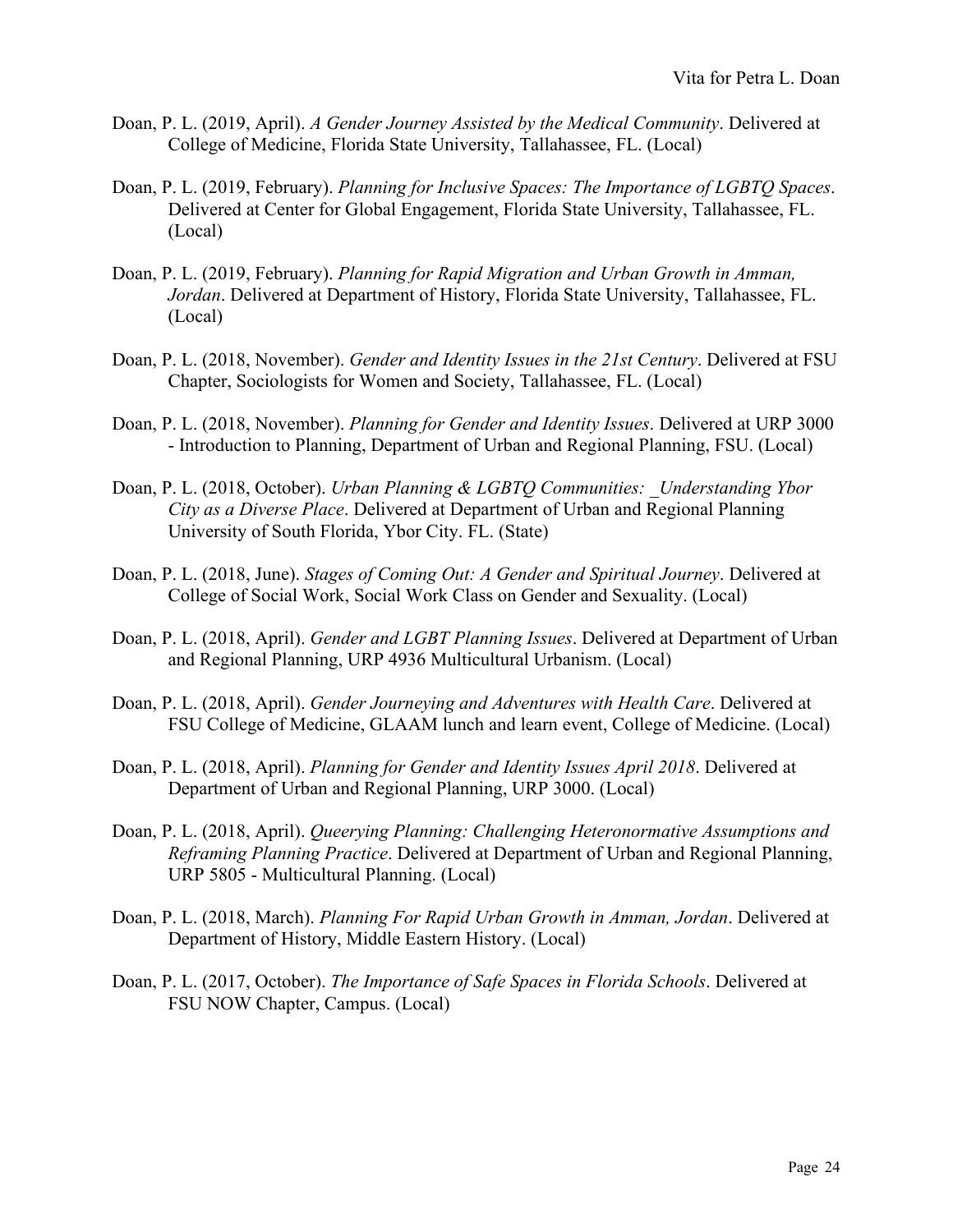Doan, P. L. (2019, April). *A Gender Journey Assisted by the Medical Community*. Delivered at College of Medicine, Florida State University, Tallahassee, FL. (Local)

Doan, P. L. (2019, February). *Planning for Inclusive Spaces: The Importance of LGBTQ Spaces*. Delivered at Center for Global Engagement, Florida State University, Tallahassee, FL. (Local)

Doan, P. L. (2019, February). *Planning for Rapid Migration and Urban Growth in Amman, Jordan*. Delivered at Department of History, Florida State University, Tallahassee, FL. (Local)

Doan, P. L. (2018, November). *Gender and Identity Issues in the 21st Century*. Delivered at FSU Chapter, Sociologists for Women and Society, Tallahassee, FL. (Local)

Doan, P. L. (2018, November). *Planning for Gender and Identity Issues*. Delivered at URP 3000 - Introduction to Planning, Department of Urban and Regional Planning, FSU. (Local)

Doan, P. L. (2018, October). *Urban Planning & LGBTQ Communities: _Understanding Ybor City as a Diverse Place*. Delivered at Department of Urban and Regional Planning University of South Florida, Ybor City. FL. (State)

Doan, P. L. (2018, June). *Stages of Coming Out: A Gender and Spiritual Journey*. Delivered at College of Social Work, Social Work Class on Gender and Sexuality. (Local)

Doan, P. L. (2018, April). *Gender and LGBT Planning Issues*. Delivered at Department of Urban and Regional Planning, URP 4936 Multicultural Urbanism. (Local)

Doan, P. L. (2018, April). *Gender Journeying and Adventures with Health Care*. Delivered at FSU College of Medicine, GLAAM lunch and learn event, College of Medicine. (Local)

Doan, P. L. (2018, April). *Planning for Gender and Identity Issues April 2018*. Delivered at Department of Urban and Regional Planning, URP 3000. (Local)

Doan, P. L. (2018, April). *Queerying Planning: Challenging Heteronormative Assumptions and Reframing Planning Practice*. Delivered at Department of Urban and Regional Planning, URP 5805 - Multicultural Planning. (Local)

Doan, P. L. (2018, March). *Planning For Rapid Urban Growth in Amman, Jordan*. Delivered at Department of History, Middle Eastern History. (Local)

Doan, P. L. (2017, October). *The Importance of Safe Spaces in Florida Schools*. Delivered at FSU NOW Chapter, Campus. (Local)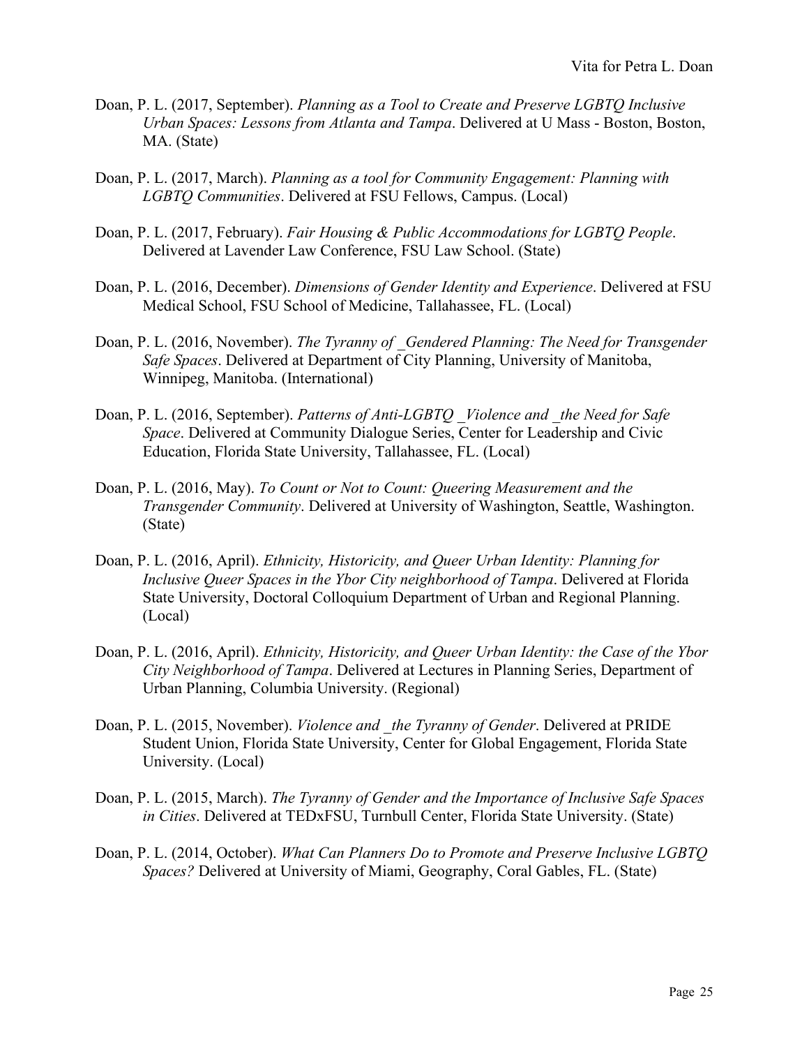Doan, P. L. (2017, September). *Planning as a Tool to Create and Preserve LGBTQ Inclusive Urban Spaces: Lessons from Atlanta and Tampa*. Delivered at U Mass - Boston, Boston, MA. (State)

Doan, P. L. (2017, March). *Planning as a tool for Community Engagement: Planning with LGBTQ Communities*. Delivered at FSU Fellows, Campus. (Local)

Doan, P. L. (2017, February). *Fair Housing & Public Accommodations for LGBTQ People*. Delivered at Lavender Law Conference, FSU Law School. (State)

Doan, P. L. (2016, December). *Dimensions of Gender Identity and Experience*. Delivered at FSU Medical School, FSU School of Medicine, Tallahassee, FL. (Local)

Doan, P. L. (2016, November). *The Tyranny of _Gendered Planning: The Need for Transgender Safe Spaces*. Delivered at Department of City Planning, University of Manitoba, Winnipeg, Manitoba. (International)

Doan, P. L. (2016, September). *Patterns of Anti-LGBTQ _Violence and _the Need for Safe Space*. Delivered at Community Dialogue Series, Center for Leadership and Civic Education, Florida State University, Tallahassee, FL. (Local)

Doan, P. L. (2016, May). *To Count or Not to Count: Queering Measurement and the Transgender Community*. Delivered at University of Washington, Seattle, Washington. (State)

Doan, P. L. (2016, April). *Ethnicity, Historicity, and Queer Urban Identity: Planning for Inclusive Queer Spaces in the Ybor City neighborhood of Tampa*. Delivered at Florida State University, Doctoral Colloquium Department of Urban and Regional Planning. (Local)

Doan, P. L. (2016, April). *Ethnicity, Historicity, and Queer Urban Identity: the Case of the Ybor City Neighborhood of Tampa*. Delivered at Lectures in Planning Series, Department of Urban Planning, Columbia University. (Regional)

Doan, P. L. (2015, November). *Violence and _the Tyranny of Gender*. Delivered at PRIDE Student Union, Florida State University, Center for Global Engagement, Florida State University. (Local)

Doan, P. L. (2015, March). *The Tyranny of Gender and the Importance of Inclusive Safe Spaces in Cities*. Delivered at TEDxFSU, Turnbull Center, Florida State University. (State)

Doan, P. L. (2014, October). *What Can Planners Do to Promote and Preserve Inclusive LGBTQ Spaces?* Delivered at University of Miami, Geography, Coral Gables, FL. (State)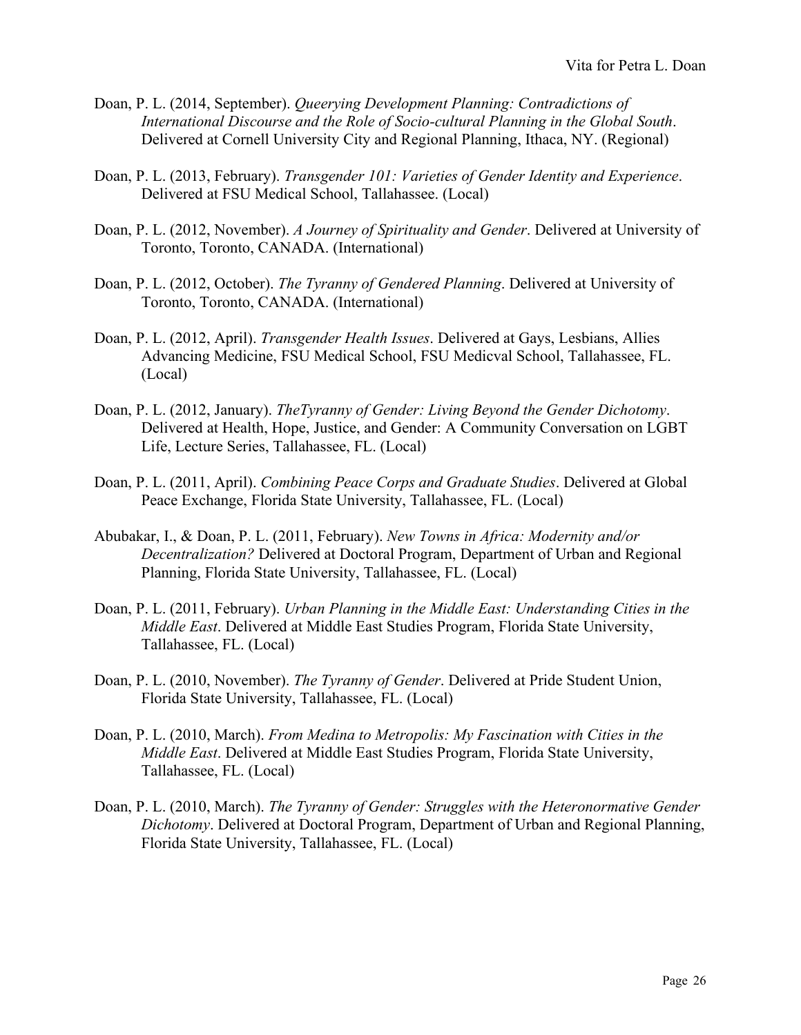Doan, P. L. (2014, September). *Queerying Development Planning: Contradictions of International Discourse and the Role of Socio-cultural Planning in the Global South*. Delivered at Cornell University City and Regional Planning, Ithaca, NY. (Regional)

Doan, P. L. (2013, February). *Transgender 101: Varieties of Gender Identity and Experience*. Delivered at FSU Medical School, Tallahassee. (Local)

Doan, P. L. (2012, November). *A Journey of Spirituality and Gender*. Delivered at University of Toronto, Toronto, CANADA. (International)

Doan, P. L. (2012, October). *The Tyranny of Gendered Planning*. Delivered at University of Toronto, Toronto, CANADA. (International)

Doan, P. L. (2012, April). *Transgender Health Issues*. Delivered at Gays, Lesbians, Allies Advancing Medicine, FSU Medical School, FSU Medicval School, Tallahassee, FL. (Local)

Doan, P. L. (2012, January). *TheTyranny of Gender: Living Beyond the Gender Dichotomy*. Delivered at Health, Hope, Justice, and Gender: A Community Conversation on LGBT Life, Lecture Series, Tallahassee, FL. (Local)

Doan, P. L. (2011, April). *Combining Peace Corps and Graduate Studies*. Delivered at Global Peace Exchange, Florida State University, Tallahassee, FL. (Local)

Abubakar, I., & Doan, P. L. (2011, February). *New Towns in Africa: Modernity and/or Decentralization?* Delivered at Doctoral Program, Department of Urban and Regional Planning, Florida State University, Tallahassee, FL. (Local)

Doan, P. L. (2011, February). *Urban Planning in the Middle East: Understanding Cities in the Middle East*. Delivered at Middle East Studies Program, Florida State University, Tallahassee, FL. (Local)

Doan, P. L. (2010, November). *The Tyranny of Gender*. Delivered at Pride Student Union, Florida State University, Tallahassee, FL. (Local)

Doan, P. L. (2010, March). *From Medina to Metropolis: My Fascination with Cities in the Middle East*. Delivered at Middle East Studies Program, Florida State University, Tallahassee, FL. (Local)

Doan, P. L. (2010, March). *The Tyranny of Gender: Struggles with the Heteronormative Gender Dichotomy*. Delivered at Doctoral Program, Department of Urban and Regional Planning, Florida State University, Tallahassee, FL. (Local)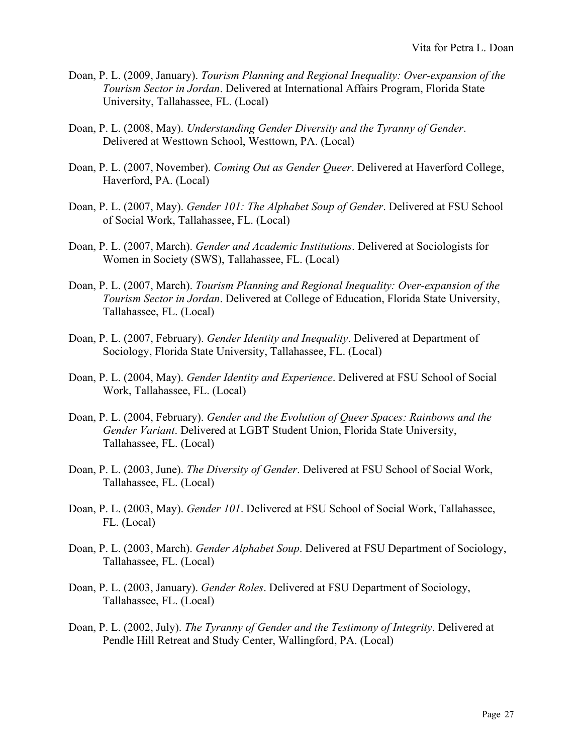Doan, P. L. (2009, January). *Tourism Planning and Regional Inequality: Over-expansion of the Tourism Sector in Jordan*. Delivered at International Affairs Program, Florida State University, Tallahassee, FL. (Local)

Doan, P. L. (2008, May). *Understanding Gender Diversity and the Tyranny of Gender*. Delivered at Westtown School, Westtown, PA. (Local)

Doan, P. L. (2007, November). *Coming Out as Gender Queer*. Delivered at Haverford College, Haverford, PA. (Local)

Doan, P. L. (2007, May). *Gender 101: The Alphabet Soup of Gender*. Delivered at FSU School of Social Work, Tallahassee, FL. (Local)

Doan, P. L. (2007, March). *Gender and Academic Institutions*. Delivered at Sociologists for Women in Society (SWS), Tallahassee, FL. (Local)

Doan, P. L. (2007, March). *Tourism Planning and Regional Inequality: Over-expansion of the Tourism Sector in Jordan*. Delivered at College of Education, Florida State University, Tallahassee, FL. (Local)

Doan, P. L. (2007, February). *Gender Identity and Inequality*. Delivered at Department of Sociology, Florida State University, Tallahassee, FL. (Local)

Doan, P. L. (2004, May). *Gender Identity and Experience*. Delivered at FSU School of Social Work, Tallahassee, FL. (Local)

Doan, P. L. (2004, February). *Gender and the Evolution of Queer Spaces: Rainbows and the Gender Variant*. Delivered at LGBT Student Union, Florida State University, Tallahassee, FL. (Local)

Doan, P. L. (2003, June). *The Diversity of Gender*. Delivered at FSU School of Social Work, Tallahassee, FL. (Local)

Doan, P. L. (2003, May). *Gender 101*. Delivered at FSU School of Social Work, Tallahassee, FL. (Local)

Doan, P. L. (2003, March). *Gender Alphabet Soup*. Delivered at FSU Department of Sociology, Tallahassee, FL. (Local)

Doan, P. L. (2003, January). *Gender Roles*. Delivered at FSU Department of Sociology, Tallahassee, FL. (Local)

Doan, P. L. (2002, July). *The Tyranny of Gender and the Testimony of Integrity*. Delivered at Pendle Hill Retreat and Study Center, Wallingford, PA. (Local)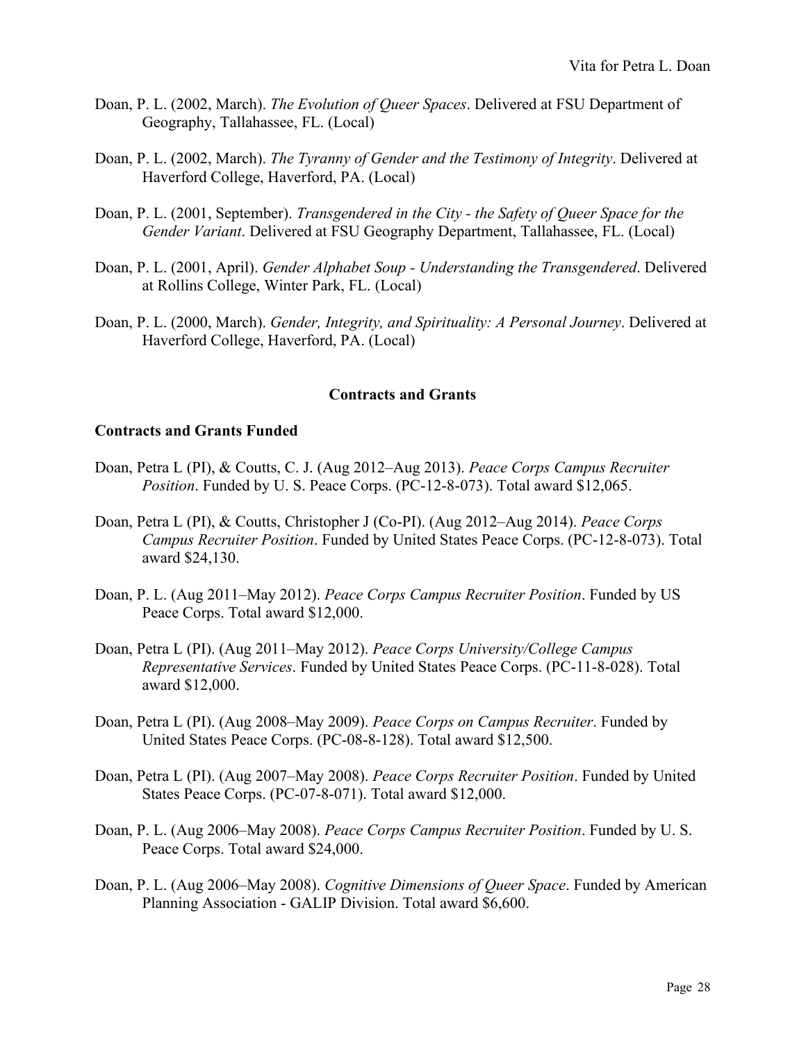Doan, P. L. (2002, March). *The Evolution of Queer Spaces*. Delivered at FSU Department of Geography, Tallahassee, FL. (Local)

Doan, P. L. (2002, March). *The Tyranny of Gender and the Testimony of Integrity*. Delivered at Haverford College, Haverford, PA. (Local)

Doan, P. L. (2001, September). *Transgendered in the City - the Safety of Queer Space for the Gender Variant*. Delivered at FSU Geography Department, Tallahassee, FL. (Local)

Doan, P. L. (2001, April). *Gender Alphabet Soup - Understanding the Transgendered*. Delivered at Rollins College, Winter Park, FL. (Local)

Doan, P. L. (2000, March). *Gender, Integrity, and Spirituality: A Personal Journey*. Delivered at Haverford College, Haverford, PA. (Local)

## Contracts and Grants

### Contracts and Grants Funded

Doan, Petra L (PI), & Coutts, C. J. (Aug 2012–Aug 2013). *Peace Corps Campus Recruiter Position*. Funded by U. S. Peace Corps. (PC-12-8-073). Total award $12,065.

Doan, Petra L (PI), & Coutts, Christopher J (Co-PI). (Aug 2012–Aug 2014). *Peace Corps Campus Recruiter Position*. Funded by United States Peace Corps. (PC-12-8-073). Total award $24,130.

Doan, P. L. (Aug 2011–May 2012). *Peace Corps Campus Recruiter Position*. Funded by US Peace Corps. Total award $12,000.

Doan, Petra L (PI). (Aug 2011–May 2012). *Peace Corps University/College Campus Representative Services*. Funded by United States Peace Corps. (PC-11-8-028). Total award $12,000.

Doan, Petra L (PI). (Aug 2008–May 2009). *Peace Corps on Campus Recruiter*. Funded by United States Peace Corps. (PC-08-8-128). Total award $12,500.

Doan, Petra L (PI). (Aug 2007–May 2008). *Peace Corps Recruiter Position*. Funded by United States Peace Corps. (PC-07-8-071). Total award $12,000.

Doan, P. L. (Aug 2006–May 2008). *Peace Corps Campus Recruiter Position*. Funded by U. S. Peace Corps. Total award $24,000.

Doan, P. L. (Aug 2006–May 2008). *Cognitive Dimensions of Queer Space*. Funded by American Planning Association - GALIP Division. Total award $6,600.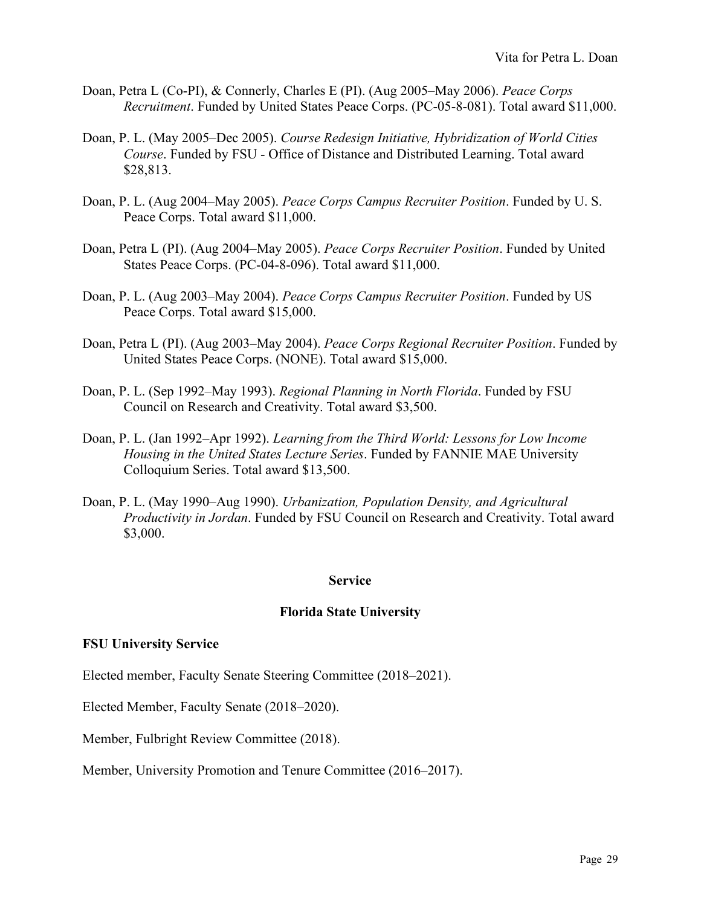Doan, Petra L (Co-PI), & Connerly, Charles E (PI). (Aug 2005–May 2006). *Peace Corps Recruitment*. Funded by United States Peace Corps. (PC-05-8-081). Total award $11,000.

Doan, P. L. (May 2005–Dec 2005). *Course Redesign Initiative, Hybridization of World Cities Course*. Funded by FSU - Office of Distance and Distributed Learning. Total award $28,813.

Doan, P. L. (Aug 2004–May 2005). *Peace Corps Campus Recruiter Position*. Funded by U. S. Peace Corps. Total award $11,000.

Doan, Petra L (PI). (Aug 2004–May 2005). *Peace Corps Recruiter Position*. Funded by United States Peace Corps. (PC-04-8-096). Total award $11,000.

Doan, P. L. (Aug 2003–May 2004). *Peace Corps Campus Recruiter Position*. Funded by US Peace Corps. Total award $15,000.

Doan, Petra L (PI). (Aug 2003–May 2004). *Peace Corps Regional Recruiter Position*. Funded by United States Peace Corps. (NONE). Total award $15,000.

Doan, P. L. (Sep 1992–May 1993). *Regional Planning in North Florida*. Funded by FSU Council on Research and Creativity. Total award $3,500.

Doan, P. L. (Jan 1992–Apr 1992). *Learning from the Third World: Lessons for Low Income Housing in the United States Lecture Series*. Funded by FANNIE MAE University Colloquium Series. Total award $13,500.

Doan, P. L. (May 1990–Aug 1990). *Urbanization, Population Density, and Agricultural Productivity in Jordan*. Funded by FSU Council on Research and Creativity. Total award $3,000.

## Service

## Florida State University

### FSU University Service

Elected member, Faculty Senate Steering Committee (2018–2021).

Elected Member, Faculty Senate (2018–2020).

Member, Fulbright Review Committee (2018).

Member, University Promotion and Tenure Committee (2016–2017).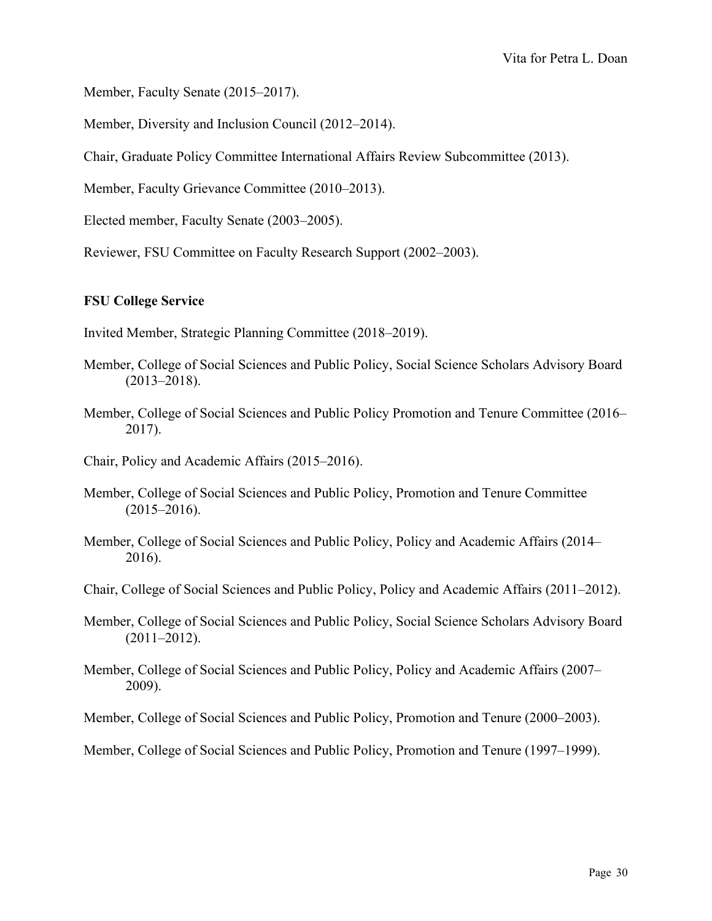Member, Faculty Senate (2015–2017).

Member, Diversity and Inclusion Council (2012–2014).

Chair, Graduate Policy Committee International Affairs Review Subcommittee (2013).

Member, Faculty Grievance Committee (2010–2013).

Elected member, Faculty Senate (2003–2005).

Reviewer, FSU Committee on Faculty Research Support (2002–2003).

**FSU College Service**

Invited Member, Strategic Planning Committee (2018–2019).

Member, College of Social Sciences and Public Policy, Social Science Scholars Advisory Board (2013–2018).

Member, College of Social Sciences and Public Policy Promotion and Tenure Committee (2016–2017).

Chair, Policy and Academic Affairs (2015–2016).

Member, College of Social Sciences and Public Policy, Promotion and Tenure Committee (2015–2016).

Member, College of Social Sciences and Public Policy, Policy and Academic Affairs (2014–2016).

Chair, College of Social Sciences and Public Policy, Policy and Academic Affairs (2011–2012).

Member, College of Social Sciences and Public Policy, Social Science Scholars Advisory Board (2011–2012).

Member, College of Social Sciences and Public Policy, Policy and Academic Affairs (2007–2009).

Member, College of Social Sciences and Public Policy, Promotion and Tenure (2000–2003).

Member, College of Social Sciences and Public Policy, Promotion and Tenure (1997–1999).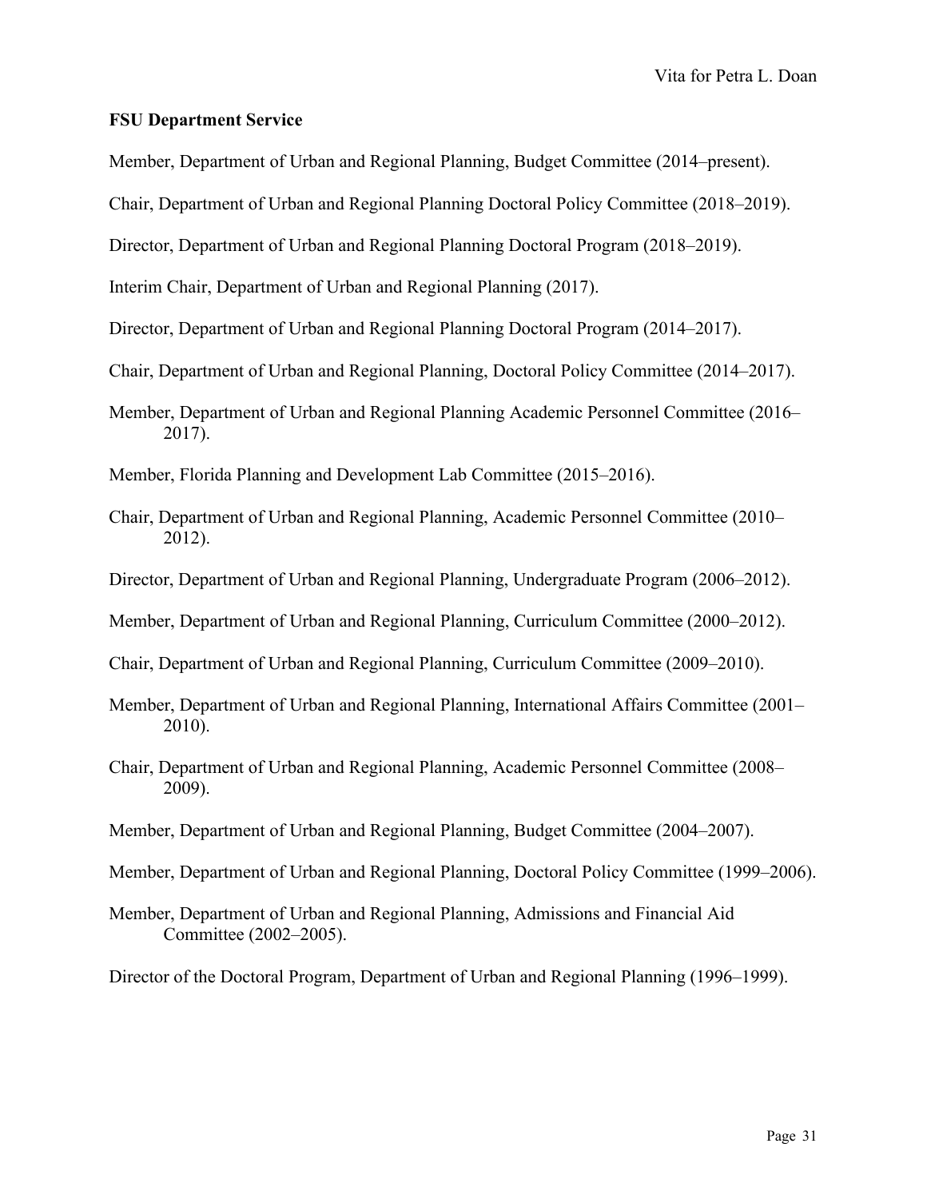**FSU Department Service**

Member, Department of Urban and Regional Planning, Budget Committee (2014–present).

Chair, Department of Urban and Regional Planning Doctoral Policy Committee (2018–2019).

Director, Department of Urban and Regional Planning Doctoral Program (2018–2019).

Interim Chair, Department of Urban and Regional Planning (2017).

Director, Department of Urban and Regional Planning Doctoral Program (2014–2017).

Chair, Department of Urban and Regional Planning, Doctoral Policy Committee (2014–2017).

Member, Department of Urban and Regional Planning Academic Personnel Committee (2016–2017).

Member, Florida Planning and Development Lab Committee (2015–2016).

Chair, Department of Urban and Regional Planning, Academic Personnel Committee (2010–2012).

Director, Department of Urban and Regional Planning, Undergraduate Program (2006–2012).

Member, Department of Urban and Regional Planning, Curriculum Committee (2000–2012).

Chair, Department of Urban and Regional Planning, Curriculum Committee (2009–2010).

Member, Department of Urban and Regional Planning, International Affairs Committee (2001–2010).

Chair, Department of Urban and Regional Planning, Academic Personnel Committee (2008–2009).

Member, Department of Urban and Regional Planning, Budget Committee (2004–2007).

Member, Department of Urban and Regional Planning, Doctoral Policy Committee (1999–2006).

Member, Department of Urban and Regional Planning, Admissions and Financial Aid Committee (2002–2005).

Director of the Doctoral Program, Department of Urban and Regional Planning (1996–1999).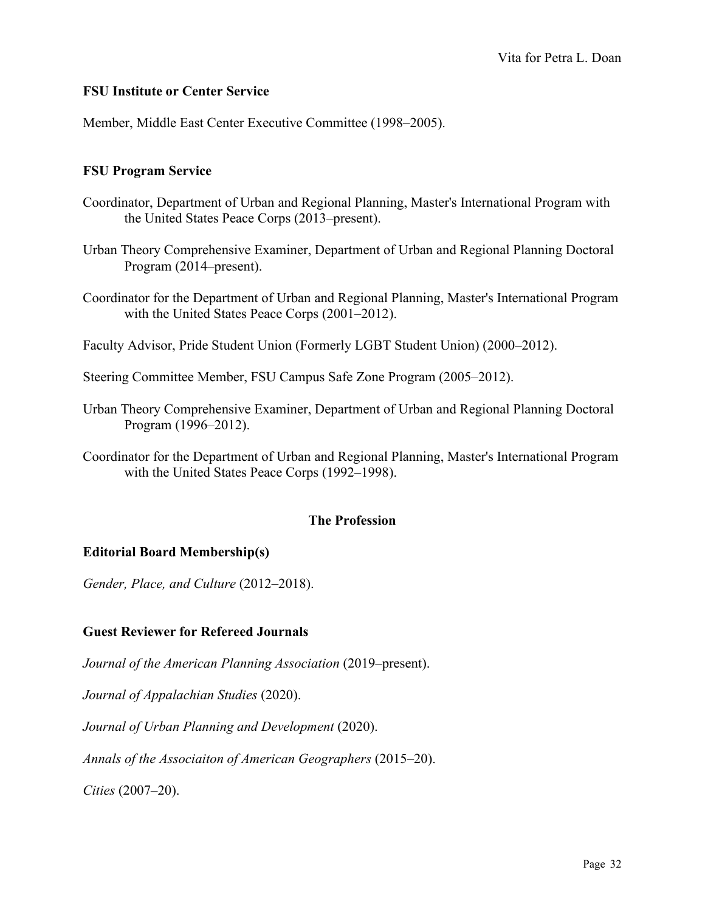### FSU Institute or Center Service

Member, Middle East Center Executive Committee (1998–2005).

### FSU Program Service

Coordinator, Department of Urban and Regional Planning, Master's International Program with the United States Peace Corps (2013–present).

Urban Theory Comprehensive Examiner, Department of Urban and Regional Planning Doctoral Program (2014–present).

Coordinator for the Department of Urban and Regional Planning, Master's International Program with the United States Peace Corps (2001–2012).

Faculty Advisor, Pride Student Union (Formerly LGBT Student Union) (2000–2012).

Steering Committee Member, FSU Campus Safe Zone Program (2005–2012).

Urban Theory Comprehensive Examiner, Department of Urban and Regional Planning Doctoral Program (1996–2012).

Coordinator for the Department of Urban and Regional Planning, Master's International Program with the United States Peace Corps (1992–1998).

## The Profession

### Editorial Board Membership(s)

*Gender, Place, and Culture* (2012–2018).

### Guest Reviewer for Refereed Journals

*Journal of the American Planning Association* (2019–present).

*Journal of Appalachian Studies* (2020).

*Journal of Urban Planning and Development* (2020).

*Annals of the Associaiton of American Geographers* (2015–20).

*Cities* (2007–20).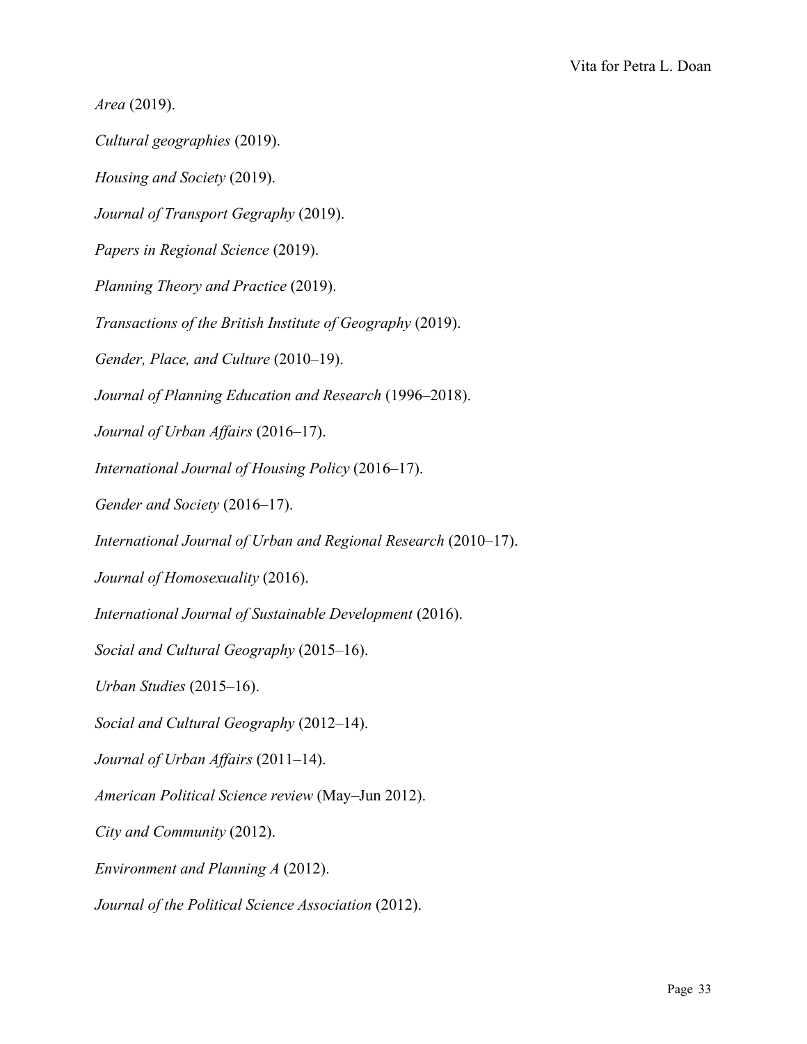*Area* (2019).

*Cultural geographies* (2019).

*Housing and Society* (2019).

*Journal of Transport Gegraphy* (2019).

*Papers in Regional Science* (2019).

*Planning Theory and Practice* (2019).

*Transactions of the British Institute of Geography* (2019).

*Gender, Place, and Culture* (2010–19).

*Journal of Planning Education and Research* (1996–2018).

*Journal of Urban Affairs* (2016–17).

*International Journal of Housing Policy* (2016–17).

*Gender and Society* (2016–17).

*International Journal of Urban and Regional Research* (2010–17).

*Journal of Homosexuality* (2016).

*International Journal of Sustainable Development* (2016).

*Social and Cultural Geography* (2015–16).

*Urban Studies* (2015–16).

*Social and Cultural Geography* (2012–14).

*Journal of Urban Affairs* (2011–14).

*American Political Science review* (May–Jun 2012).

*City and Community* (2012).

*Environment and Planning A* (2012).

*Journal of the Political Science Association* (2012).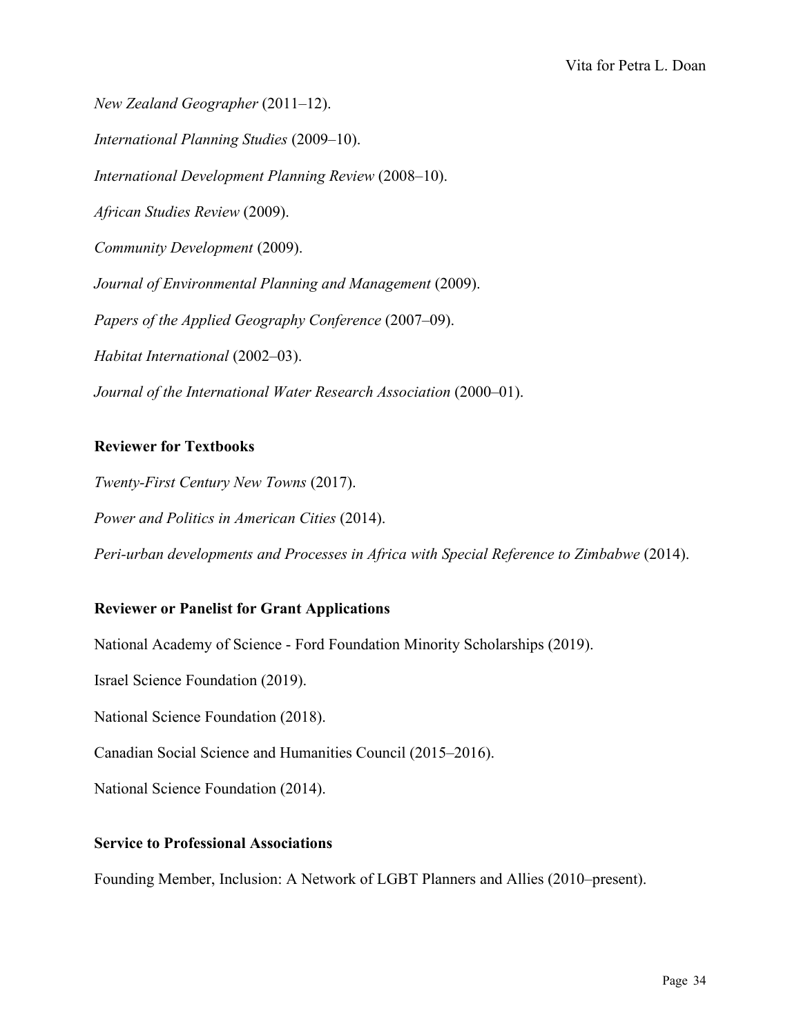*New Zealand Geographer* (2011–12).

*International Planning Studies* (2009–10).

*International Development Planning Review* (2008–10).

*African Studies Review* (2009).

*Community Development* (2009).

*Journal of Environmental Planning and Management* (2009).

*Papers of the Applied Geography Conference* (2007–09).

*Habitat International* (2002–03).

*Journal of the International Water Research Association* (2000–01).

**Reviewer for Textbooks**

*Twenty-First Century New Towns* (2017).

*Power and Politics in American Cities* (2014).

*Peri-urban developments and Processes in Africa with Special Reference to Zimbabwe* (2014).

**Reviewer or Panelist for Grant Applications**

National Academy of Science - Ford Foundation Minority Scholarships (2019).

Israel Science Foundation (2019).

National Science Foundation (2018).

Canadian Social Science and Humanities Council (2015–2016).

National Science Foundation (2014).

**Service to Professional Associations**

Founding Member, Inclusion: A Network of LGBT Planners and Allies (2010–present).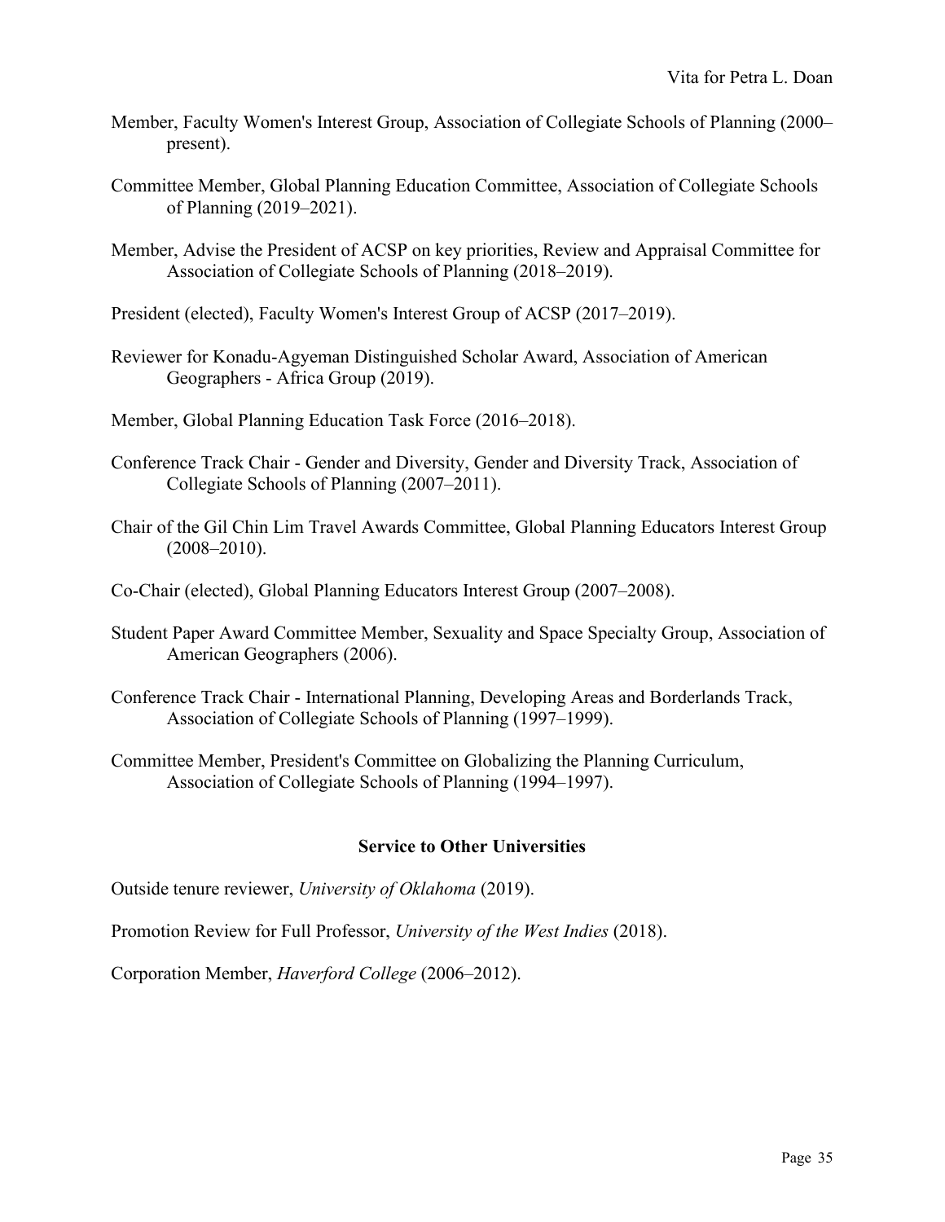Member, Faculty Women's Interest Group, Association of Collegiate Schools of Planning (2000–present).

Committee Member, Global Planning Education Committee, Association of Collegiate Schools of Planning (2019–2021).

Member, Advise the President of ACSP on key priorities, Review and Appraisal Committee for Association of Collegiate Schools of Planning (2018–2019).

President (elected), Faculty Women's Interest Group of ACSP (2017–2019).

Reviewer for Konadu-Agyeman Distinguished Scholar Award, Association of American Geographers - Africa Group (2019).

Member, Global Planning Education Task Force (2016–2018).

Conference Track Chair - Gender and Diversity, Gender and Diversity Track, Association of Collegiate Schools of Planning (2007–2011).

Chair of the Gil Chin Lim Travel Awards Committee, Global Planning Educators Interest Group (2008–2010).

Co-Chair (elected), Global Planning Educators Interest Group (2007–2008).

Student Paper Award Committee Member, Sexuality and Space Specialty Group, Association of American Geographers (2006).

Conference Track Chair - International Planning, Developing Areas and Borderlands Track, Association of Collegiate Schools of Planning (1997–1999).

Committee Member, President's Committee on Globalizing the Planning Curriculum, Association of Collegiate Schools of Planning (1994–1997).

### Service to Other Universities

Outside tenure reviewer, *University of Oklahoma* (2019).

Promotion Review for Full Professor, *University of the West Indies* (2018).

Corporation Member, *Haverford College* (2006–2012).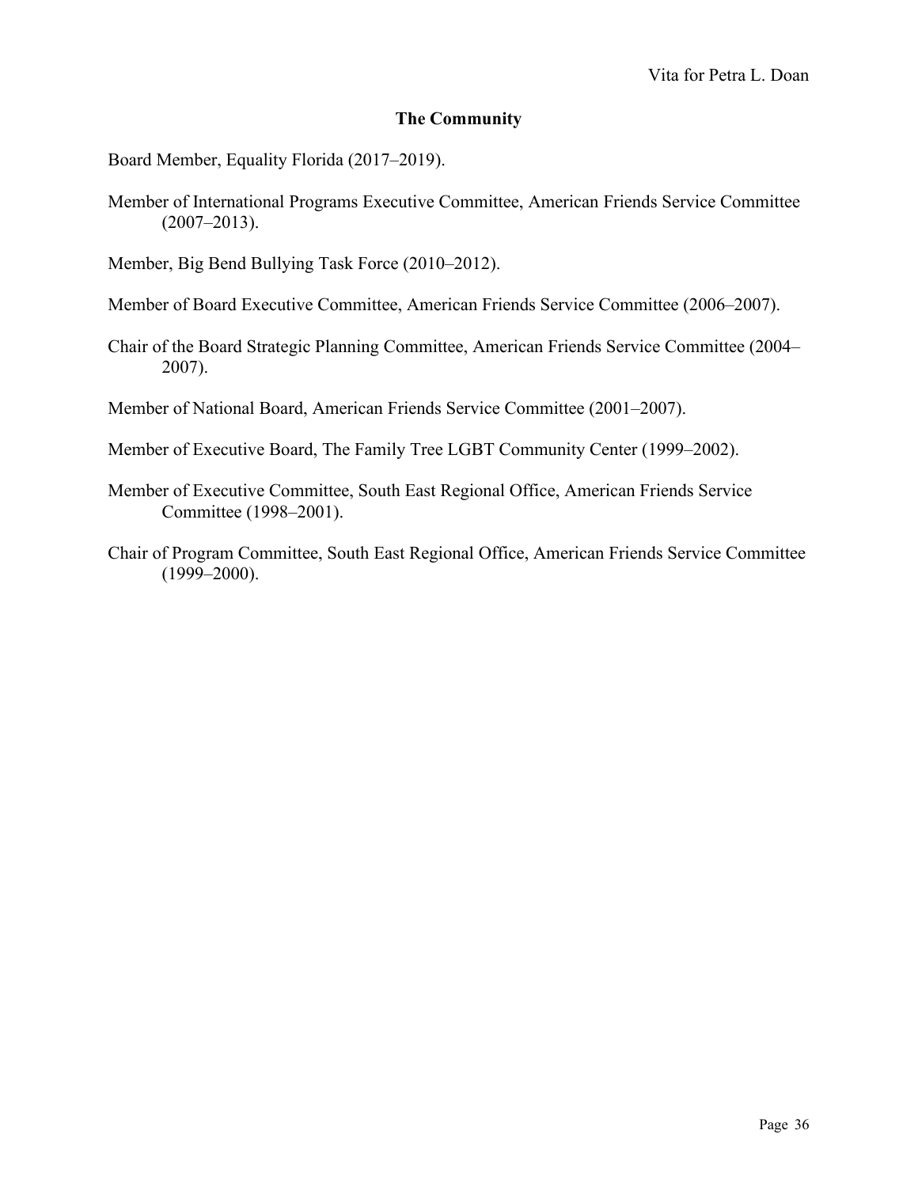## The Community

Board Member, Equality Florida (2017–2019).

Member of International Programs Executive Committee, American Friends Service Committee (2007–2013).

Member, Big Bend Bullying Task Force (2010–2012).

Member of Board Executive Committee, American Friends Service Committee (2006–2007).

Chair of the Board Strategic Planning Committee, American Friends Service Committee (2004–2007).

Member of National Board, American Friends Service Committee (2001–2007).

Member of Executive Board, The Family Tree LGBT Community Center (1999–2002).

Member of Executive Committee, South East Regional Office, American Friends Service Committee (1998–2001).

Chair of Program Committee, South East Regional Office, American Friends Service Committee (1999–2000).